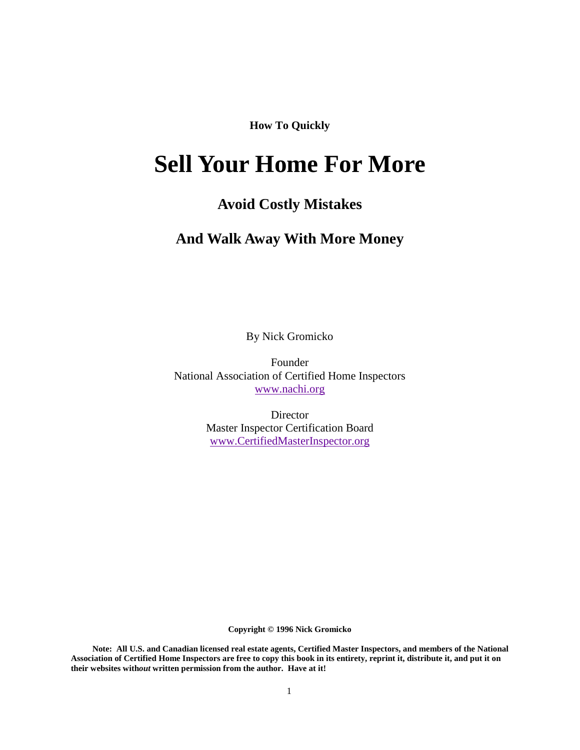**How To Quickly**

# Sell Your Home For More

## Avoid Costly Mistakes

## And Walk Away With More Money

By Nick Gromicko

Founder
National Association of Certified Home Inspectors
www.nachi.org

Director
Master Inspector Certification Board
www.CertifiedMasterInspector.org

**Copyright © 1996 Nick Gromicko**

**Note: All U.S. and Canadian licensed real estate agents, Certified Master Inspectors, and members of the National Association of Certified Home Inspectors are free to copy this book in its entirety, reprint it, distribute it, and put it on their websites with*out* written permission from the author. Have at it!**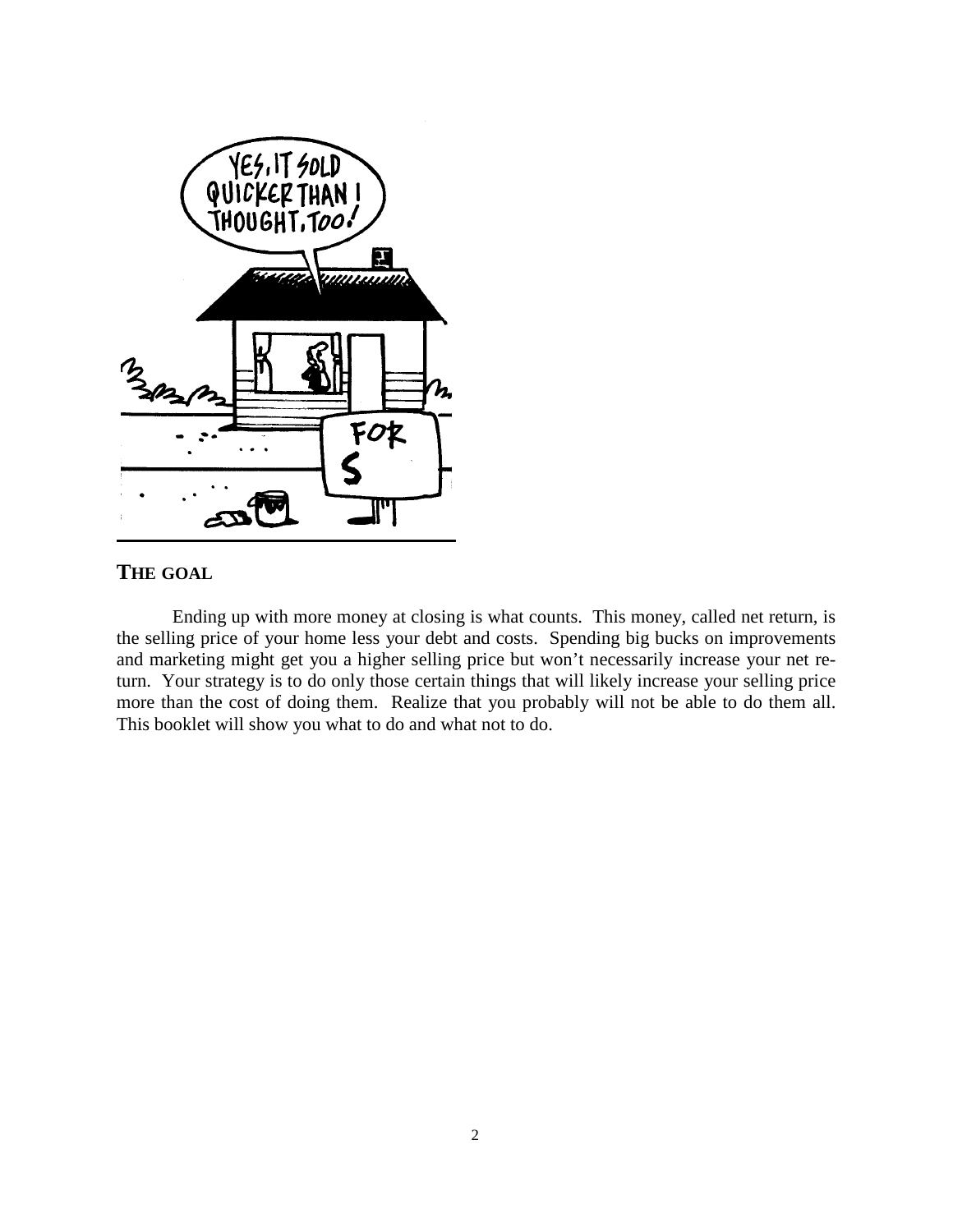## THE GOAL

Ending up with more money at closing is what counts. This money, called net return, is the selling price of your home less your debt and costs. Spending big bucks on improvements and marketing might get you a higher selling price but won't necessarily increase your net return. Your strategy is to do only those certain things that will likely increase your selling price more than the cost of doing them. Realize that you probably will not be able to do them all. This booklet will show you what to do and what not to do.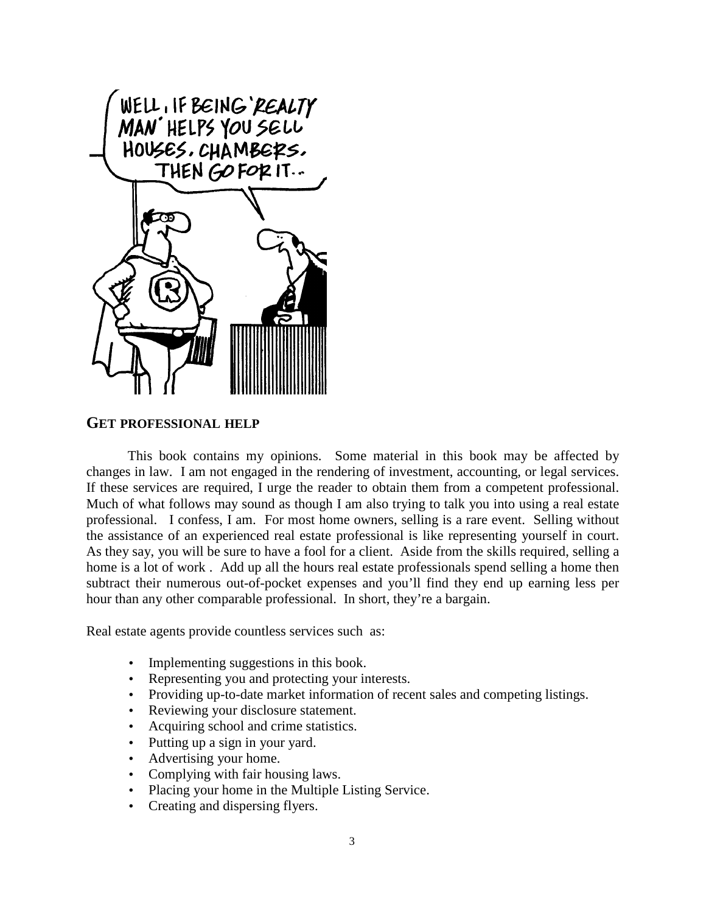## GET PROFESSIONAL HELP

This book contains my opinions. Some material in this book may be affected by changes in law. I am not engaged in the rendering of investment, accounting, or legal services. If these services are required, I urge the reader to obtain them from a competent professional. Much of what follows may sound as though I am also trying to talk you into using a real estate professional. I confess, I am. For most home owners, selling is a rare event. Selling without the assistance of an experienced real estate professional is like representing yourself in court. As they say, you will be sure to have a fool for a client. Aside from the skills required, selling a home is a lot of work . Add up all the hours real estate professionals spend selling a home then subtract their numerous out-of-pocket expenses and you'll find they end up earning less per hour than any other comparable professional. In short, they're a bargain.

Real estate agents provide countless services such as:

- Implementing suggestions in this book.
- Representing you and protecting your interests.
- Providing up-to-date market information of recent sales and competing listings.
- Reviewing your disclosure statement.
- Acquiring school and crime statistics.
- Putting up a sign in your yard.
- Advertising your home.
- Complying with fair housing laws.
- Placing your home in the Multiple Listing Service.
- Creating and dispersing flyers.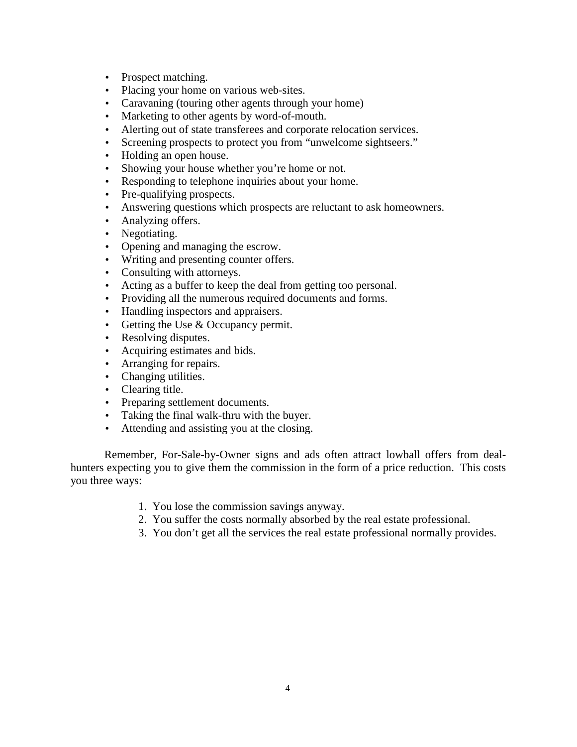- Prospect matching.
- Placing your home on various web-sites.
- Caravaning (touring other agents through your home)
- Marketing to other agents by word-of-mouth.
- Alerting out of state transferees and corporate relocation services.
- Screening prospects to protect you from "unwelcome sightseers."
- Holding an open house.
- Showing your house whether you're home or not.
- Responding to telephone inquiries about your home.
- Pre-qualifying prospects.
- Answering questions which prospects are reluctant to ask homeowners.
- Analyzing offers.
- Negotiating.
- Opening and managing the escrow.
- Writing and presenting counter offers.
- Consulting with attorneys.
- Acting as a buffer to keep the deal from getting too personal.
- Providing all the numerous required documents and forms.
- Handling inspectors and appraisers.
- Getting the Use & Occupancy permit.
- Resolving disputes.
- Acquiring estimates and bids.
- Arranging for repairs.
- Changing utilities.
- Clearing title.
- Preparing settlement documents.
- Taking the final walk-thru with the buyer.
- Attending and assisting you at the closing.

Remember, For-Sale-by-Owner signs and ads often attract lowball offers from deal-hunters expecting you to give them the commission in the form of a price reduction. This costs you three ways:

1. You lose the commission savings anyway.
2. You suffer the costs normally absorbed by the real estate professional.
3. You don't get all the services the real estate professional normally provides.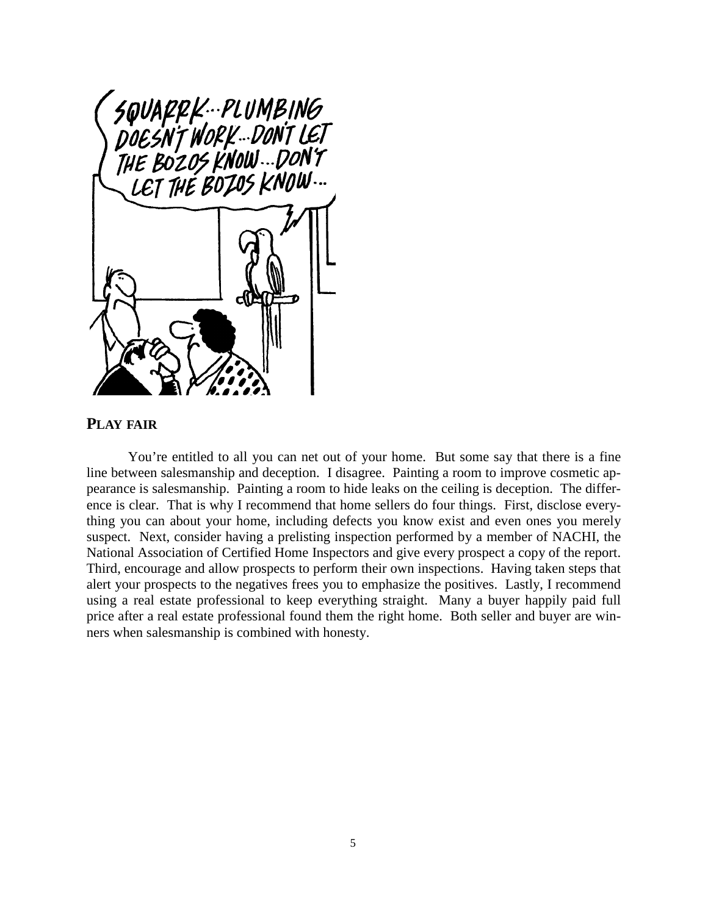## PLAY FAIR

You're entitled to all you can net out of your home. But some say that there is a fine line between salesmanship and deception. I disagree. Painting a room to improve cosmetic appearance is salesmanship. Painting a room to hide leaks on the ceiling is deception. The difference is clear. That is why I recommend that home sellers do four things. First, disclose everything you can about your home, including defects you know exist and even ones you merely suspect. Next, consider having a prelisting inspection performed by a member of NACHI, the National Association of Certified Home Inspectors and give every prospect a copy of the report. Third, encourage and allow prospects to perform their own inspections. Having taken steps that alert your prospects to the negatives frees you to emphasize the positives. Lastly, I recommend using a real estate professional to keep everything straight. Many a buyer happily paid full price after a real estate professional found them the right home. Both seller and buyer are winners when salesmanship is combined with honesty.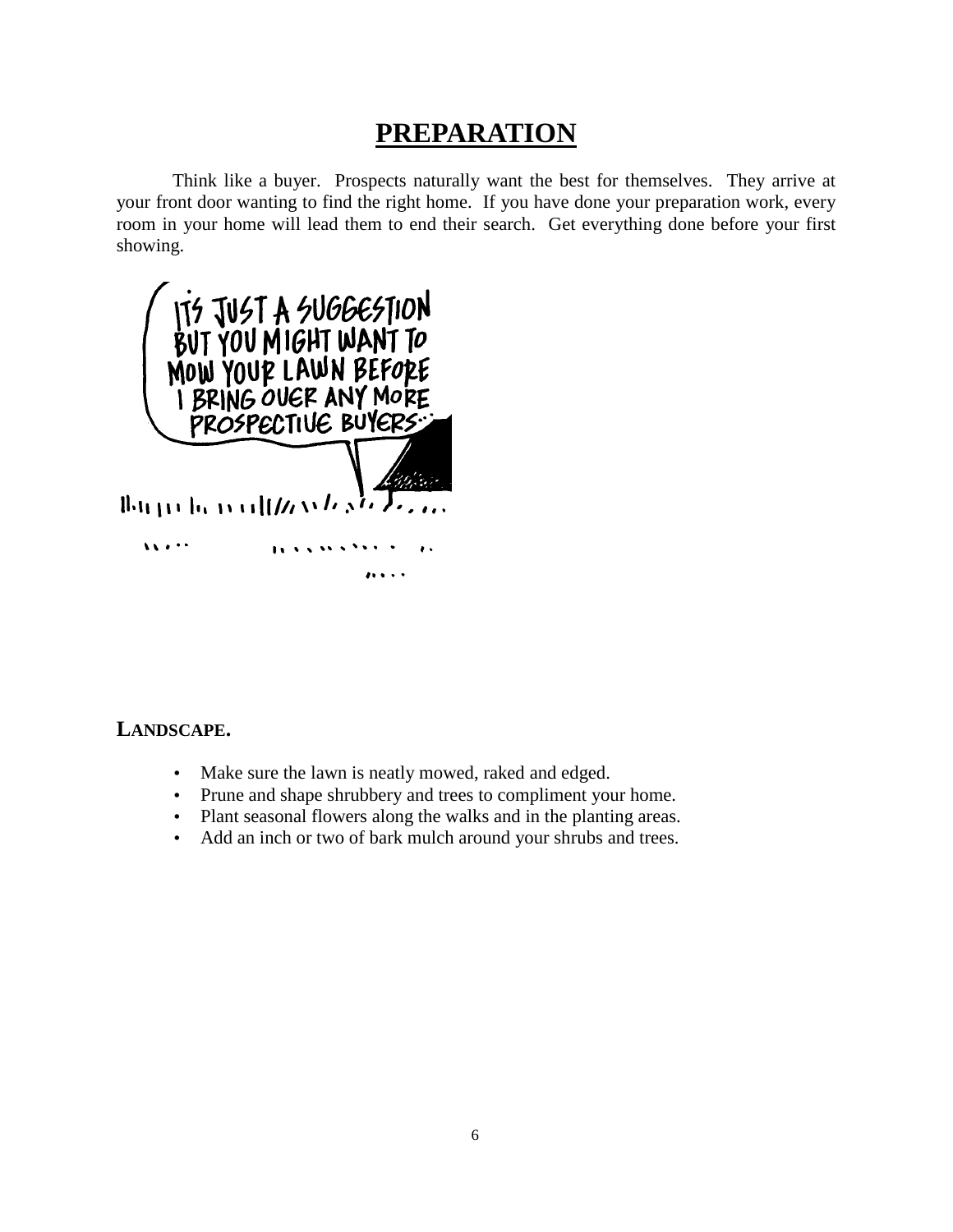# PREPARATION

Think like a buyer. Prospects naturally want the best for themselves. They arrive at your front door wanting to find the right home. If you have done your preparation work, every room in your home will lead them to end their search. Get everything done before your first showing.

## LANDSCAPE.

- Make sure the lawn is neatly mowed, raked and edged.
- Prune and shape shrubbery and trees to compliment your home.
- Plant seasonal flowers along the walks and in the planting areas.
- Add an inch or two of bark mulch around your shrubs and trees.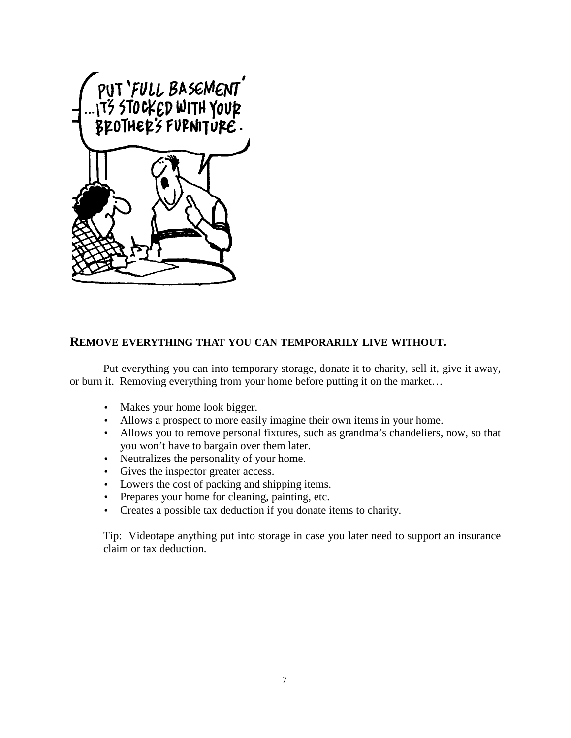## REMOVE EVERYTHING THAT YOU CAN TEMPORARILY LIVE WITHOUT.

Put everything you can into temporary storage, donate it to charity, sell it, give it away, or burn it. Removing everything from your home before putting it on the market…

- Makes your home look bigger.
- Allows a prospect to more easily imagine their own items in your home.
- Allows you to remove personal fixtures, such as grandma's chandeliers, now, so that you won't have to bargain over them later.
- Neutralizes the personality of your home.
- Gives the inspector greater access.
- Lowers the cost of packing and shipping items.
- Prepares your home for cleaning, painting, etc.
- Creates a possible tax deduction if you donate items to charity.

Tip: Videotape anything put into storage in case you later need to support an insurance claim or tax deduction.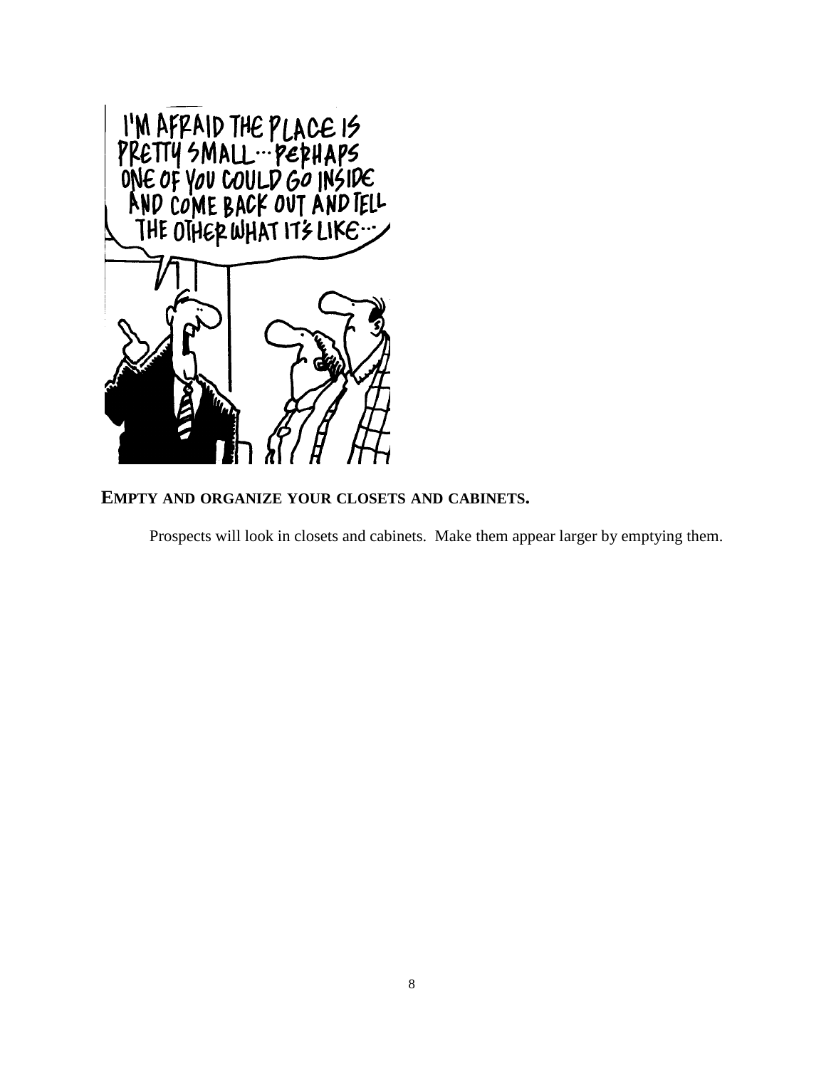## EMPTY AND ORGANIZE YOUR CLOSETS AND CABINETS.

Prospects will look in closets and cabinets. Make them appear larger by emptying them.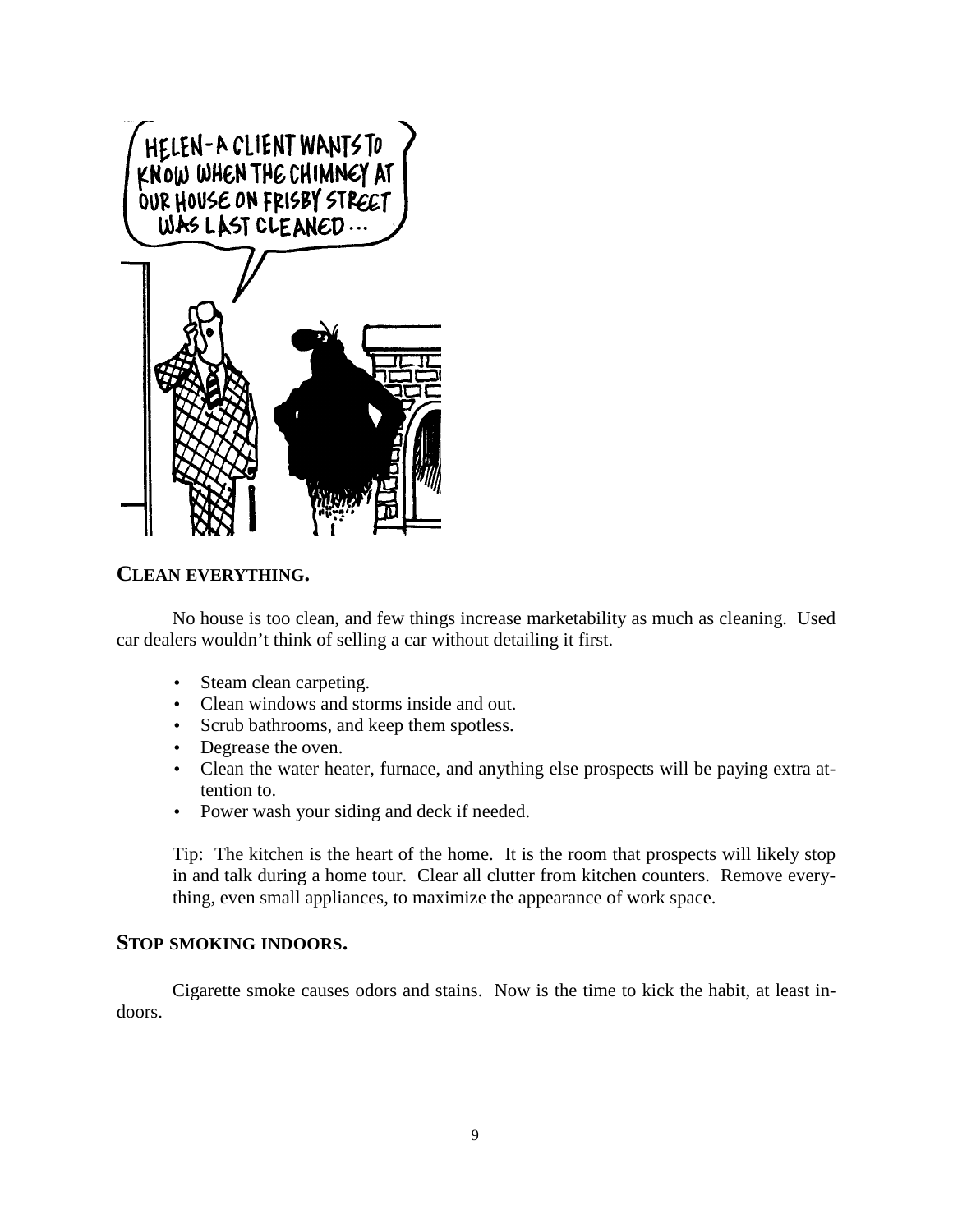## CLEAN EVERYTHING.

No house is too clean, and few things increase marketability as much as cleaning. Used car dealers wouldn't think of selling a car without detailing it first.

- Steam clean carpeting.
- Clean windows and storms inside and out.
- Scrub bathrooms, and keep them spotless.
- Degrease the oven.
- Clean the water heater, furnace, and anything else prospects will be paying extra attention to.
- Power wash your siding and deck if needed.

Tip: The kitchen is the heart of the home. It is the room that prospects will likely stop in and talk during a home tour. Clear all clutter from kitchen counters. Remove everything, even small appliances, to maximize the appearance of work space.

## STOP SMOKING INDOORS.

Cigarette smoke causes odors and stains. Now is the time to kick the habit, at least indoors.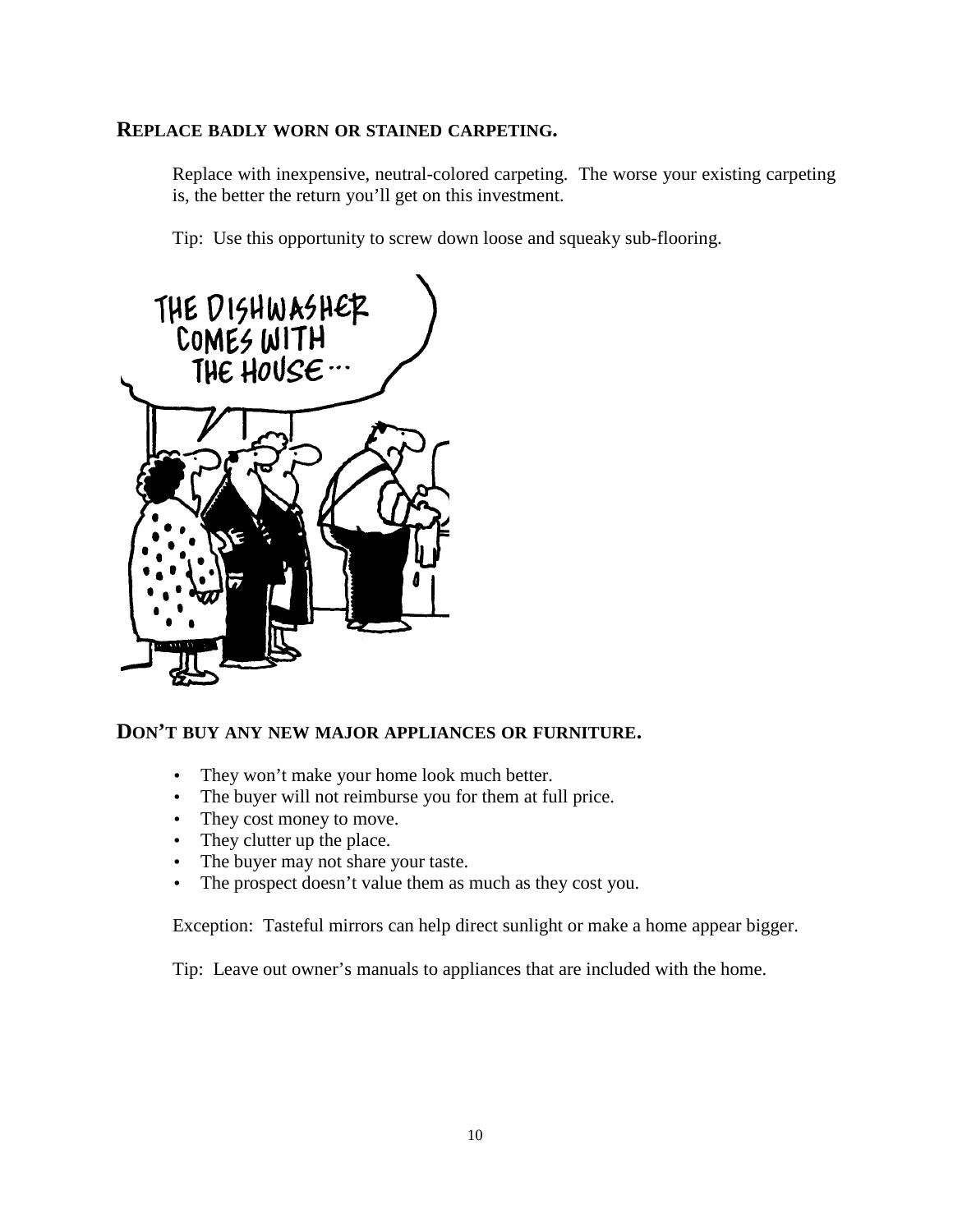## REPLACE BADLY WORN OR STAINED CARPETING.

Replace with inexpensive, neutral-colored carpeting. The worse your existing carpeting is, the better the return you'll get on this investment.

Tip: Use this opportunity to screw down loose and squeaky sub-flooring.

## DON'T BUY ANY NEW MAJOR APPLIANCES OR FURNITURE.

- They won't make your home look much better.
- The buyer will not reimburse you for them at full price.
- They cost money to move.
- They clutter up the place.
- The buyer may not share your taste.
- The prospect doesn't value them as much as they cost you.

Exception: Tasteful mirrors can help direct sunlight or make a home appear bigger.

Tip: Leave out owner's manuals to appliances that are included with the home.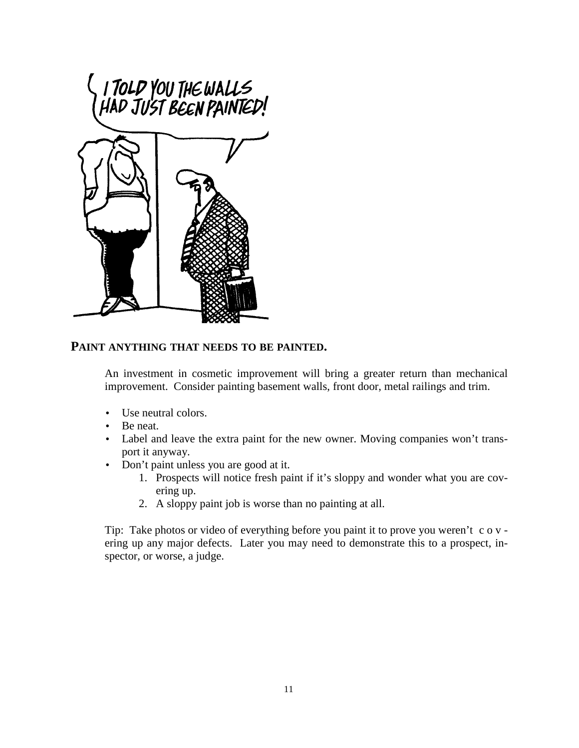## PAINT ANYTHING THAT NEEDS TO BE PAINTED.

An investment in cosmetic improvement will bring a greater return than mechanical improvement. Consider painting basement walls, front door, metal railings and trim.

- Use neutral colors.
- Be neat.
- Label and leave the extra paint for the new owner. Moving companies won't transport it anyway.
- Don't paint unless you are good at it.
  1. Prospects will notice fresh paint if it's sloppy and wonder what you are covering up.
  2. A sloppy paint job is worse than no painting at all.

Tip: Take photos or video of everything before you paint it to prove you weren't covering up any major defects. Later you may need to demonstrate this to a prospect, inspector, or worse, a judge.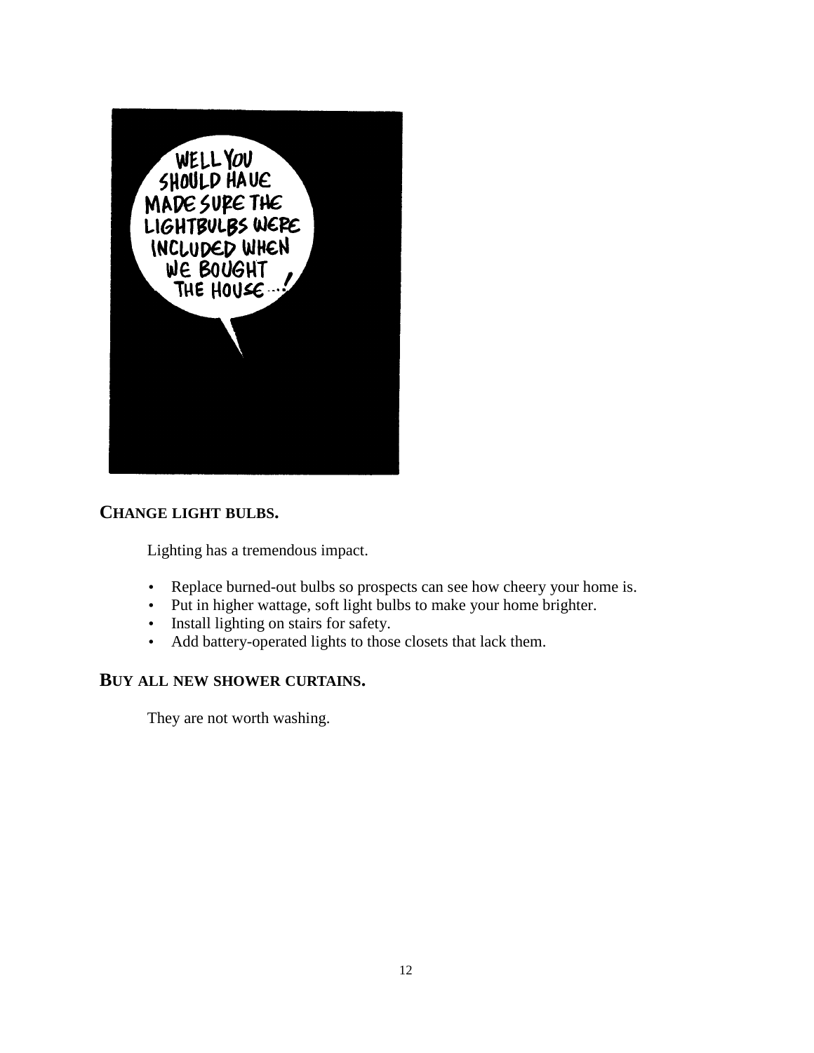WELL YOU SHOULD HAVE MADE SURE THE LIGHTBULBS WERE INCLUDED WHEN WE BOUGHT THE HOUSE...!

## CHANGE LIGHT BULBS.

Lighting has a tremendous impact.

- Replace burned-out bulbs so prospects can see how cheery your home is.
- Put in higher wattage, soft light bulbs to make your home brighter.
- Install lighting on stairs for safety.
- Add battery-operated lights to those closets that lack them.

## BUY ALL NEW SHOWER CURTAINS.

They are not worth washing.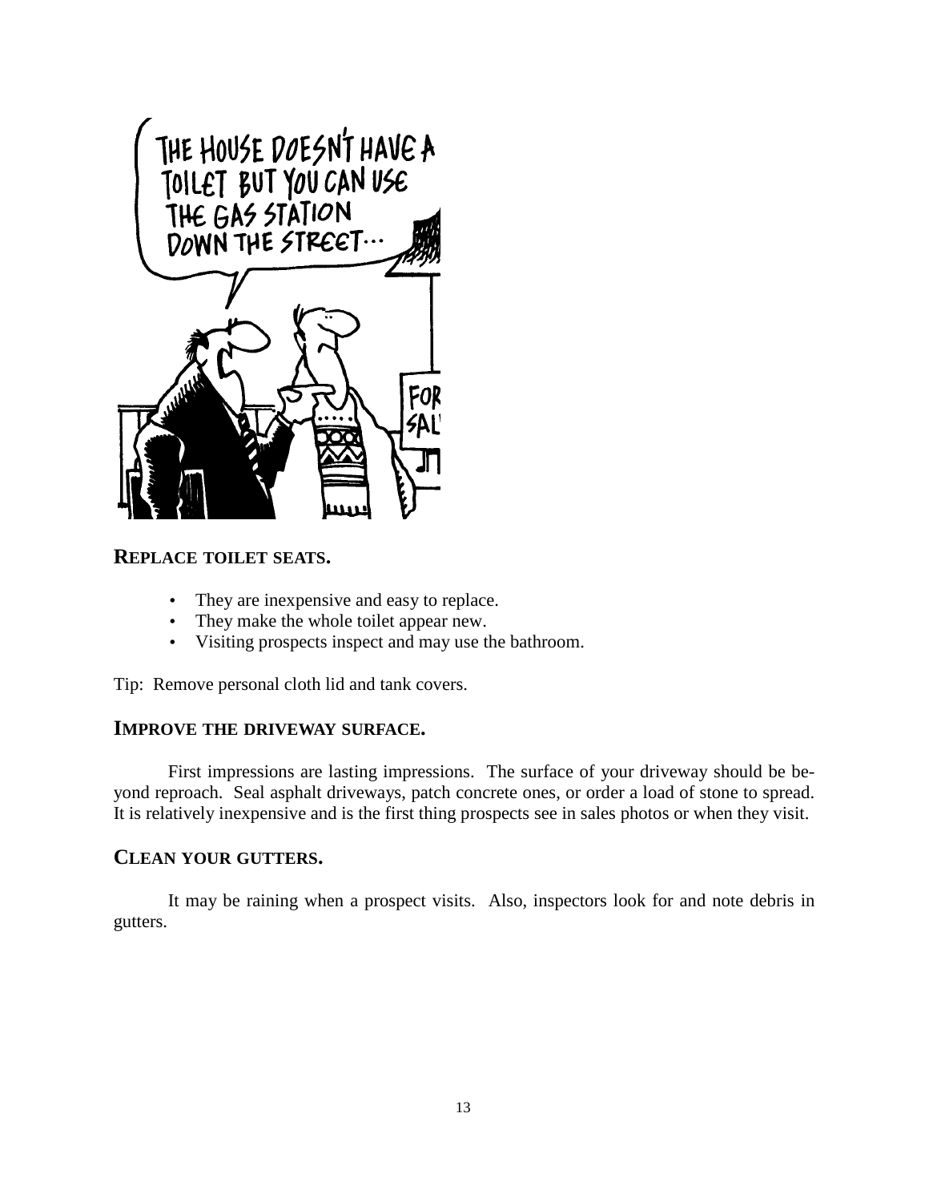## REPLACE TOILET SEATS.

- They are inexpensive and easy to replace.
- They make the whole toilet appear new.
- Visiting prospects inspect and may use the bathroom.

Tip: Remove personal cloth lid and tank covers.

## IMPROVE THE DRIVEWAY SURFACE.

First impressions are lasting impressions. The surface of your driveway should be beyond reproach. Seal asphalt driveways, patch concrete ones, or order a load of stone to spread. It is relatively inexpensive and is the first thing prospects see in sales photos or when they visit.

## CLEAN YOUR GUTTERS.

It may be raining when a prospect visits. Also, inspectors look for and note debris in gutters.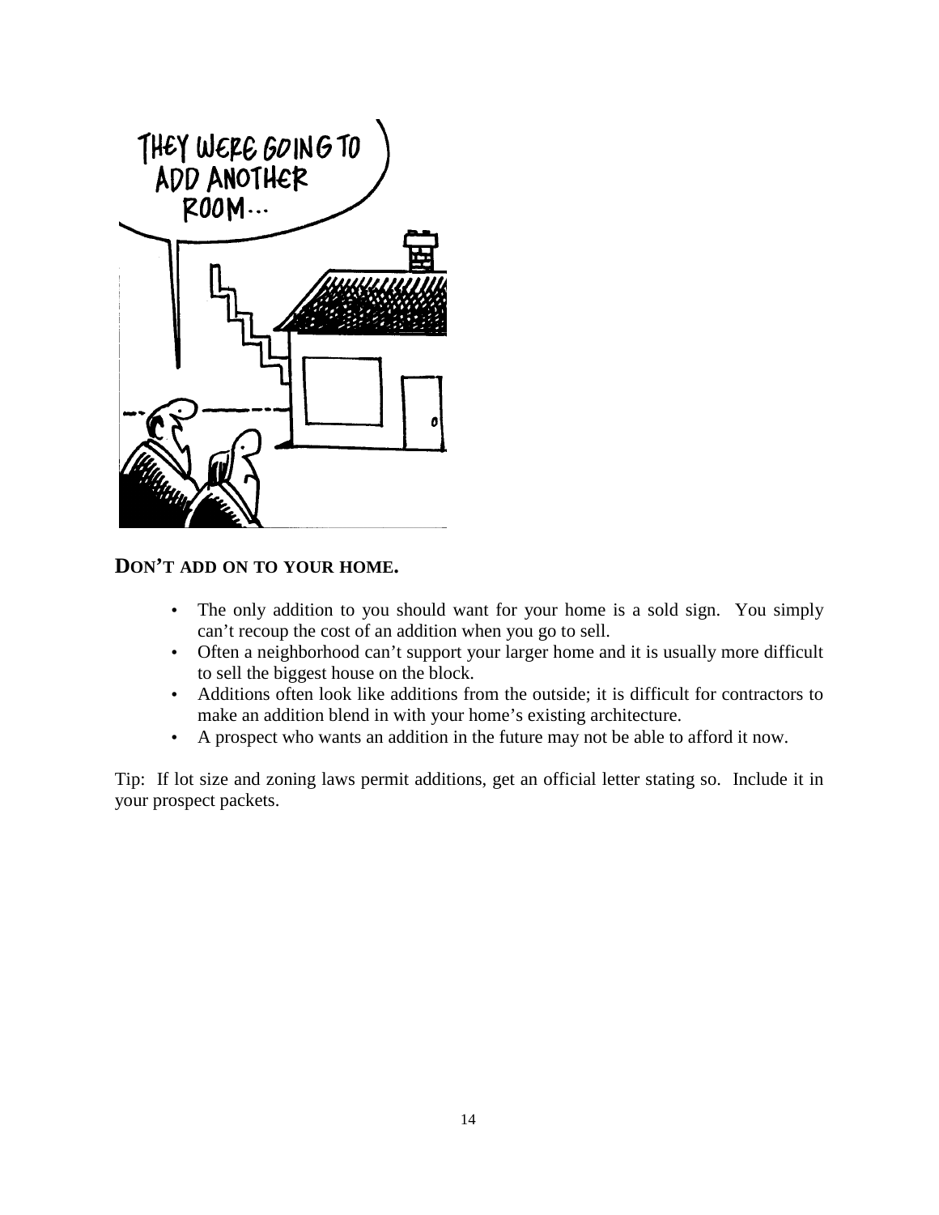## DON'T ADD ON TO YOUR HOME.

- The only addition to you should want for your home is a sold sign. You simply can't recoup the cost of an addition when you go to sell.
- Often a neighborhood can't support your larger home and it is usually more difficult to sell the biggest house on the block.
- Additions often look like additions from the outside; it is difficult for contractors to make an addition blend in with your home's existing architecture.
- A prospect who wants an addition in the future may not be able to afford it now.

Tip: If lot size and zoning laws permit additions, get an official letter stating so. Include it in your prospect packets.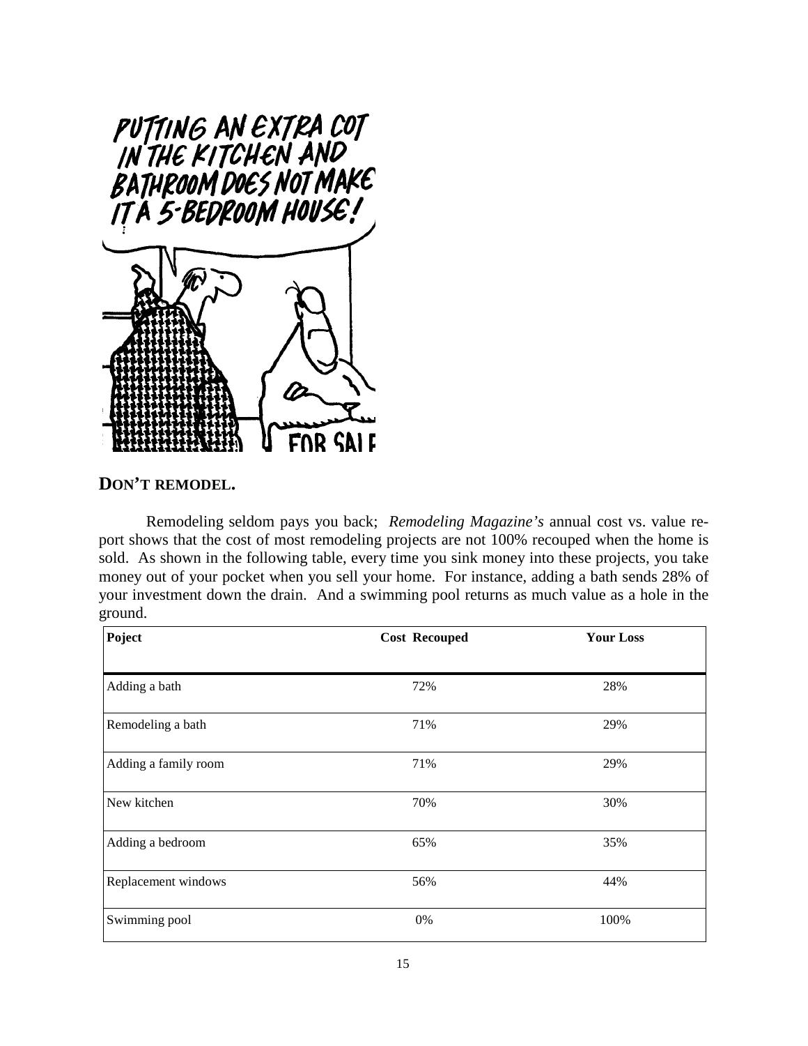## DON'T REMODEL.

Remodeling seldom pays you back; *Remodeling Magazine's* annual cost vs. value report shows that the cost of most remodeling projects are not 100% recouped when the home is sold. As shown in the following table, every time you sink money into these projects, you take money out of your pocket when you sell your home. For instance, adding a bath sends 28% of your investment down the drain. And a swimming pool returns as much value as a hole in the ground.

| Poject | Cost Recouped | Your Loss |
|---|---|---|
| Adding a bath | 72% | 28% |
| Remodeling a bath | 71% | 29% |
| Adding a family room | 71% | 29% |
| New kitchen | 70% | 30% |
| Adding a bedroom | 65% | 35% |
| Replacement windows | 56% | 44% |
| Swimming pool | 0% | 100% |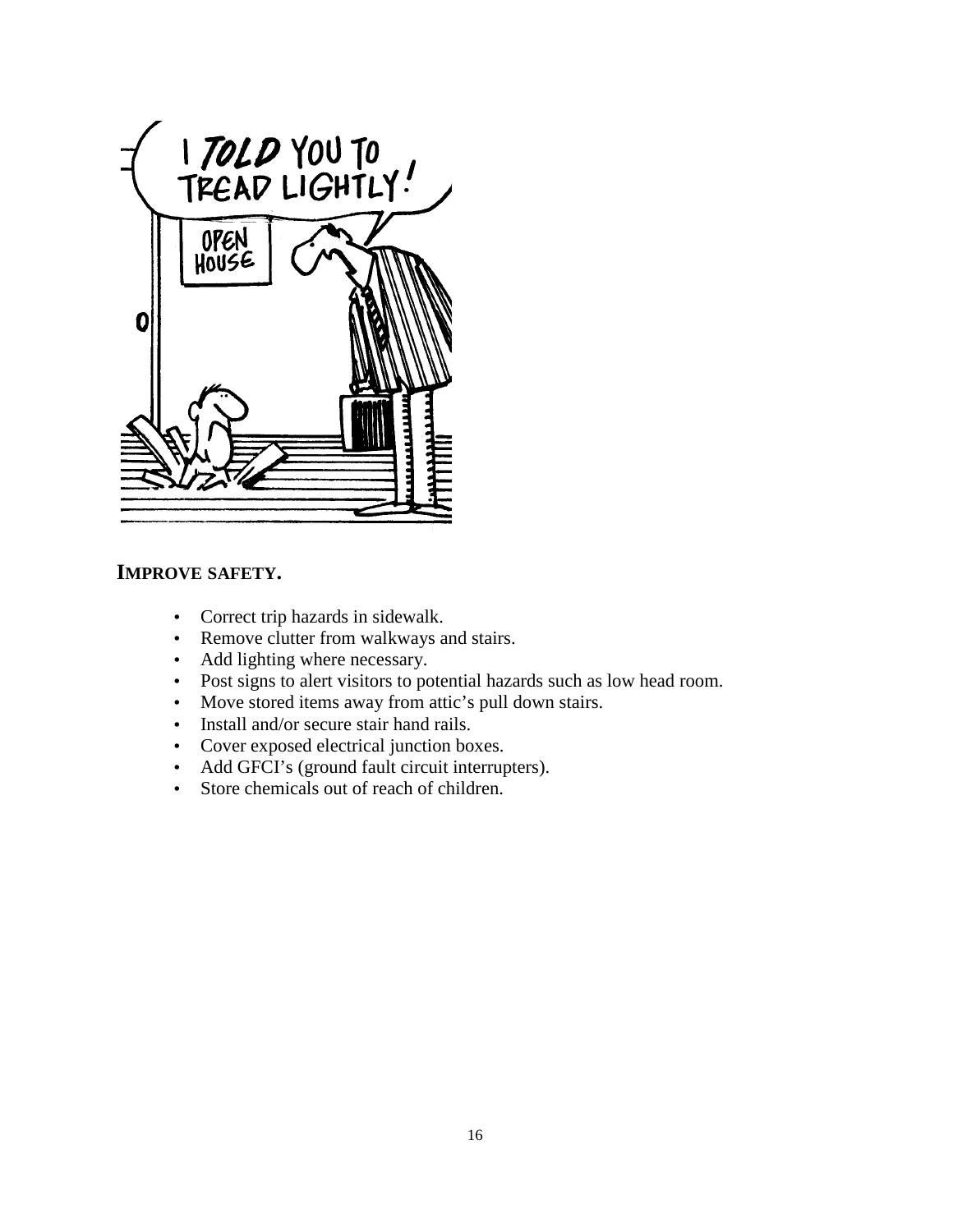## IMPROVE SAFETY.

- Correct trip hazards in sidewalk.
- Remove clutter from walkways and stairs.
- Add lighting where necessary.
- Post signs to alert visitors to potential hazards such as low head room.
- Move stored items away from attic's pull down stairs.
- Install and/or secure stair hand rails.
- Cover exposed electrical junction boxes.
- Add GFCI's (ground fault circuit interrupters).
- Store chemicals out of reach of children.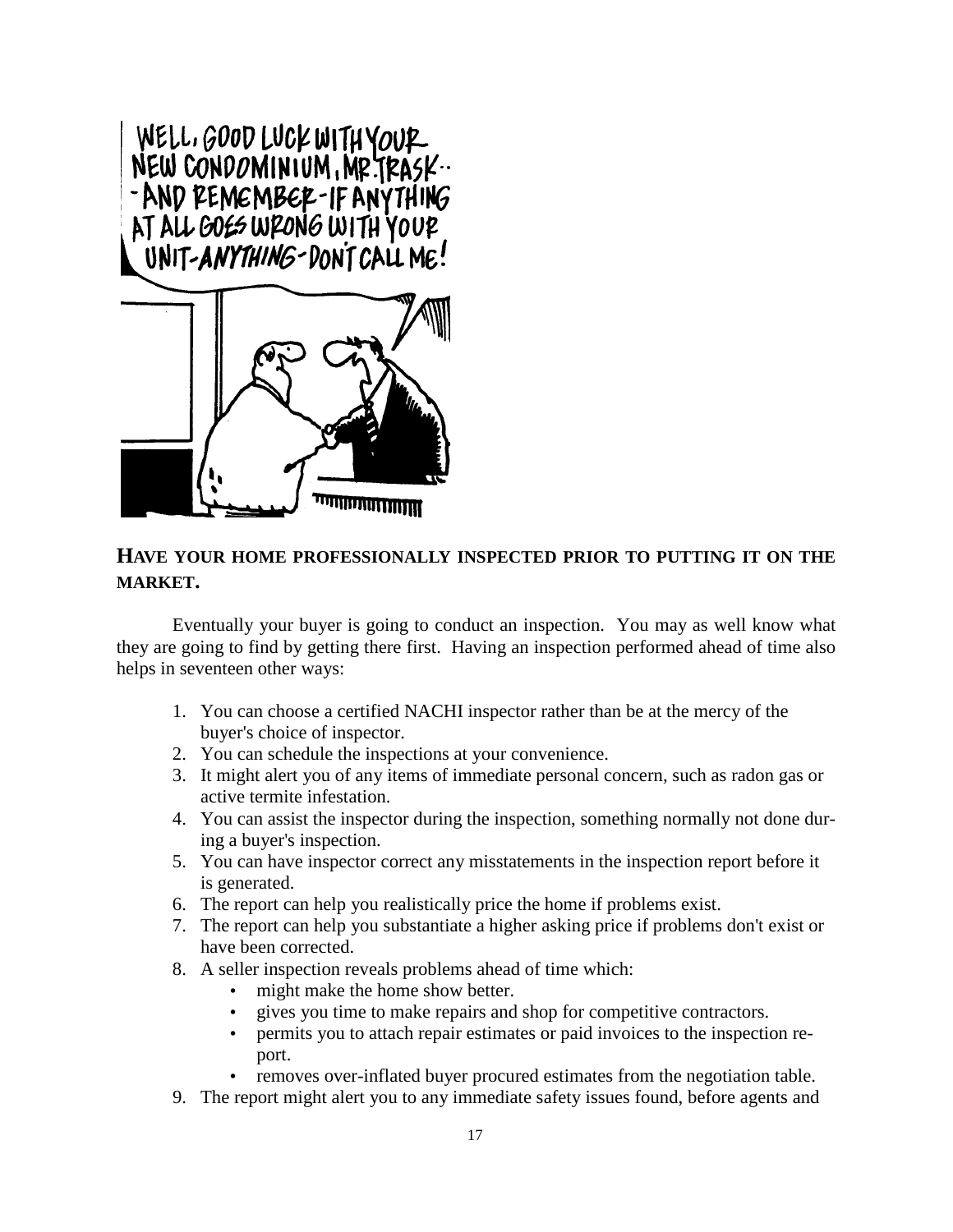## HAVE YOUR HOME PROFESSIONALLY INSPECTED PRIOR TO PUTTING IT ON THE MARKET.

Eventually your buyer is going to conduct an inspection. You may as well know what they are going to find by getting there first. Having an inspection performed ahead of time also helps in seventeen other ways:

1. You can choose a certified NACHI inspector rather than be at the mercy of the buyer's choice of inspector.
2. You can schedule the inspections at your convenience.
3. It might alert you of any items of immediate personal concern, such as radon gas or active termite infestation.
4. You can assist the inspector during the inspection, something normally not done during a buyer's inspection.
5. You can have inspector correct any misstatements in the inspection report before it is generated.
6. The report can help you realistically price the home if problems exist.
7. The report can help you substantiate a higher asking price if problems don't exist or have been corrected.
8. A seller inspection reveals problems ahead of time which:
   - might make the home show better.
   - gives you time to make repairs and shop for competitive contractors.
   - permits you to attach repair estimates or paid invoices to the inspection report.
   - removes over-inflated buyer procured estimates from the negotiation table.
9. The report might alert you to any immediate safety issues found, before agents and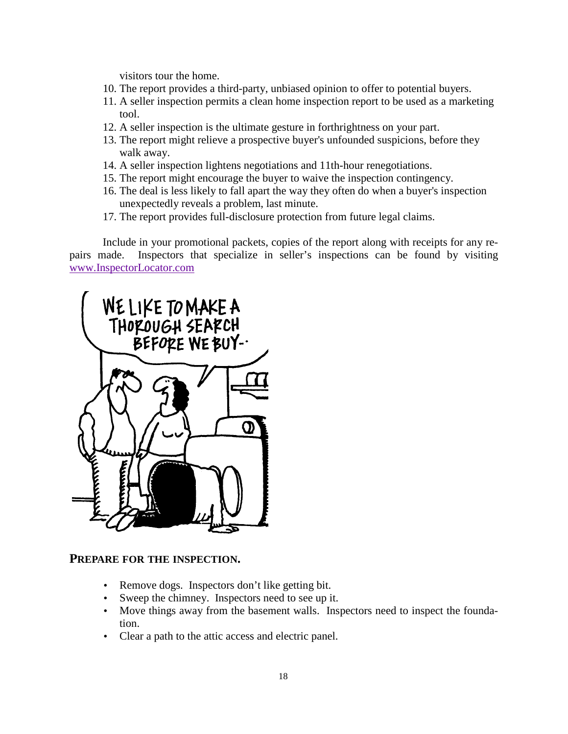visitors tour the home.

10. The report provides a third-party, unbiased opinion to offer to potential buyers.
11. A seller inspection permits a clean home inspection report to be used as a marketing tool.
12. A seller inspection is the ultimate gesture in forthrightness on your part.
13. The report might relieve a prospective buyer's unfounded suspicions, before they walk away.
14. A seller inspection lightens negotiations and 11th-hour renegotiations.
15. The report might encourage the buyer to waive the inspection contingency.
16. The deal is less likely to fall apart the way they often do when a buyer's inspection unexpectedly reveals a problem, last minute.
17. The report provides full-disclosure protection from future legal claims.

Include in your promotional packets, copies of the report along with receipts for any repairs made. Inspectors that specialize in seller's inspections can be found by visiting [www.InspectorLocator.com](http://www.InspectorLocator.com)

## PREPARE FOR THE INSPECTION.

- Remove dogs. Inspectors don't like getting bit.
- Sweep the chimney. Inspectors need to see up it.
- Move things away from the basement walls. Inspectors need to inspect the foundation.
- Clear a path to the attic access and electric panel.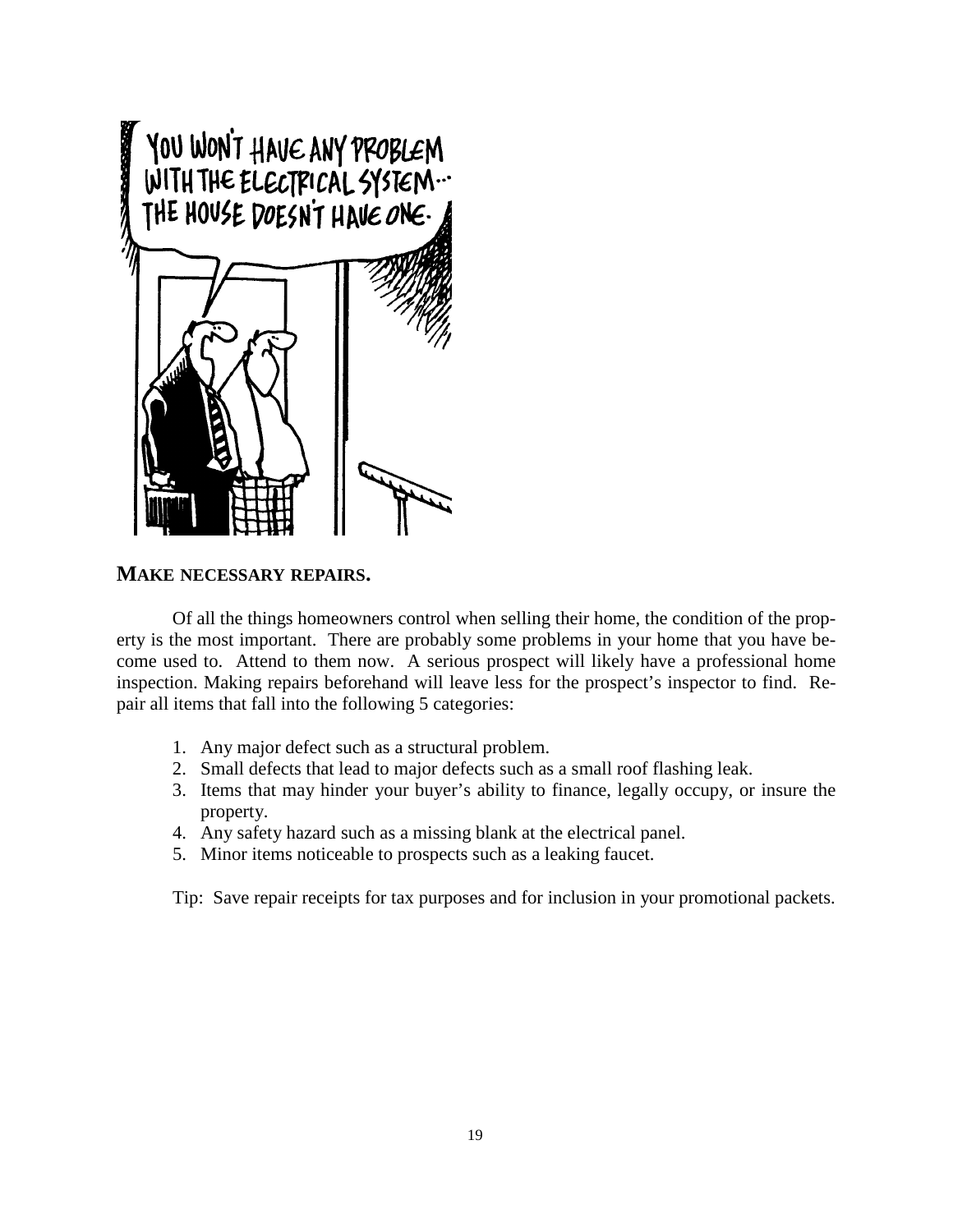## MAKE NECESSARY REPAIRS.

Of all the things homeowners control when selling their home, the condition of the property is the most important. There are probably some problems in your home that you have become used to. Attend to them now. A serious prospect will likely have a professional home inspection. Making repairs beforehand will leave less for the prospect's inspector to find. Repair all items that fall into the following 5 categories:

1. Any major defect such as a structural problem.
2. Small defects that lead to major defects such as a small roof flashing leak.
3. Items that may hinder your buyer's ability to finance, legally occupy, or insure the property.
4. Any safety hazard such as a missing blank at the electrical panel.
5. Minor items noticeable to prospects such as a leaking faucet.

Tip: Save repair receipts for tax purposes and for inclusion in your promotional packets.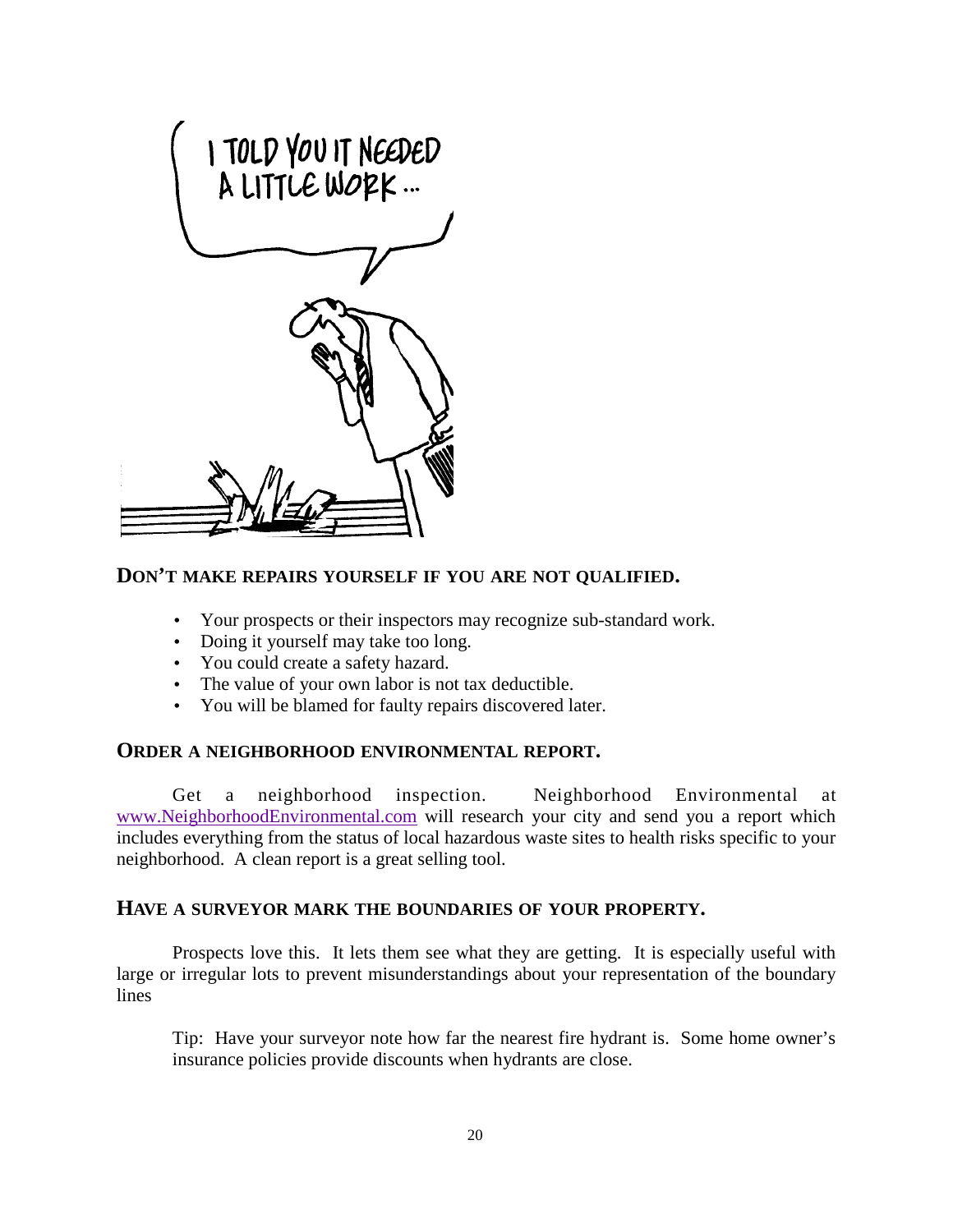## DON'T MAKE REPAIRS YOURSELF IF YOU ARE NOT QUALIFIED.

- Your prospects or their inspectors may recognize sub-standard work.
- Doing it yourself may take too long.
- You could create a safety hazard.
- The value of your own labor is not tax deductible.
- You will be blamed for faulty repairs discovered later.

## ORDER A NEIGHBORHOOD ENVIRONMENTAL REPORT.

Get a neighborhood inspection. Neighborhood Environmental at www.NeighborhoodEnvironmental.com will research your city and send you a report which includes everything from the status of local hazardous waste sites to health risks specific to your neighborhood. A clean report is a great selling tool.

## HAVE A SURVEYOR MARK THE BOUNDARIES OF YOUR PROPERTY.

Prospects love this. It lets them see what they are getting. It is especially useful with large or irregular lots to prevent misunderstandings about your representation of the boundary lines

Tip: Have your surveyor note how far the nearest fire hydrant is. Some home owner's insurance policies provide discounts when hydrants are close.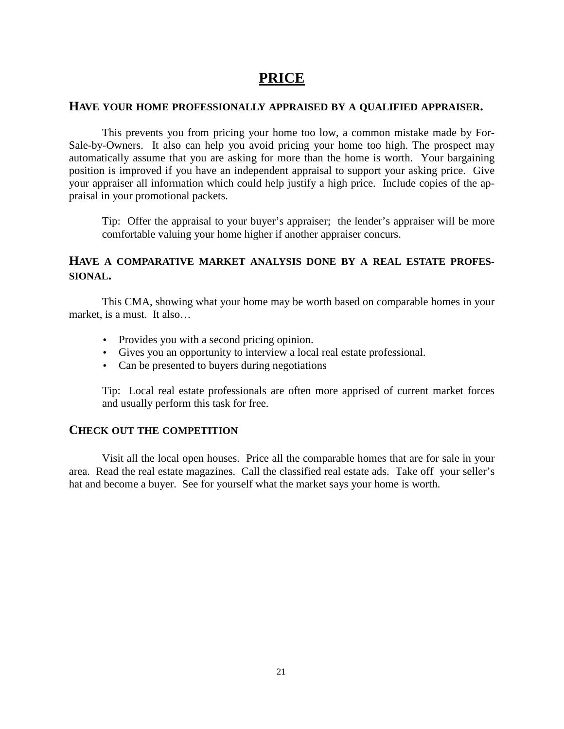# PRICE

## HAVE YOUR HOME PROFESSIONALLY APPRAISED BY A QUALIFIED APPRAISER.

This prevents you from pricing your home too low, a common mistake made by For-Sale-by-Owners. It also can help you avoid pricing your home too high. The prospect may automatically assume that you are asking for more than the home is worth. Your bargaining position is improved if you have an independent appraisal to support your asking price. Give your appraiser all information which could help justify a high price. Include copies of the appraisal in your promotional packets.

Tip: Offer the appraisal to your buyer's appraiser; the lender's appraiser will be more comfortable valuing your home higher if another appraiser concurs.

## HAVE A COMPARATIVE MARKET ANALYSIS DONE BY A REAL ESTATE PROFESSIONAL.

This CMA, showing what your home may be worth based on comparable homes in your market, is a must. It also…

- Provides you with a second pricing opinion.
- Gives you an opportunity to interview a local real estate professional.
- Can be presented to buyers during negotiations

Tip: Local real estate professionals are often more apprised of current market forces and usually perform this task for free.

## CHECK OUT THE COMPETITION

Visit all the local open houses. Price all the comparable homes that are for sale in your area. Read the real estate magazines. Call the classified real estate ads. Take off your seller's hat and become a buyer. See for yourself what the market says your home is worth.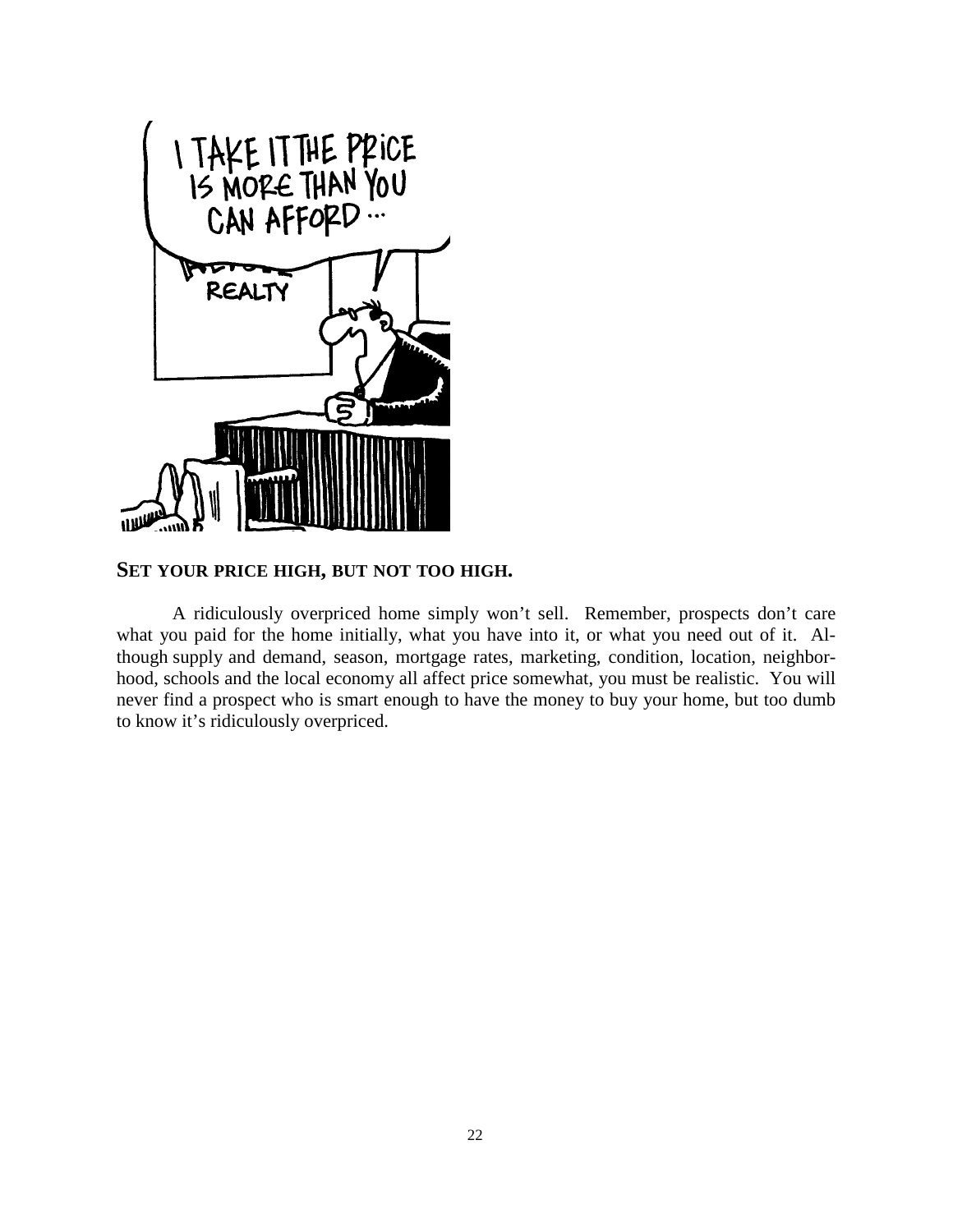## SET YOUR PRICE HIGH, BUT NOT TOO HIGH.

A ridiculously overpriced home simply won't sell. Remember, prospects don't care what you paid for the home initially, what you have into it, or what you need out of it. Although supply and demand, season, mortgage rates, marketing, condition, location, neighborhood, schools and the local economy all affect price somewhat, you must be realistic. You will never find a prospect who is smart enough to have the money to buy your home, but too dumb to know it's ridiculously overpriced.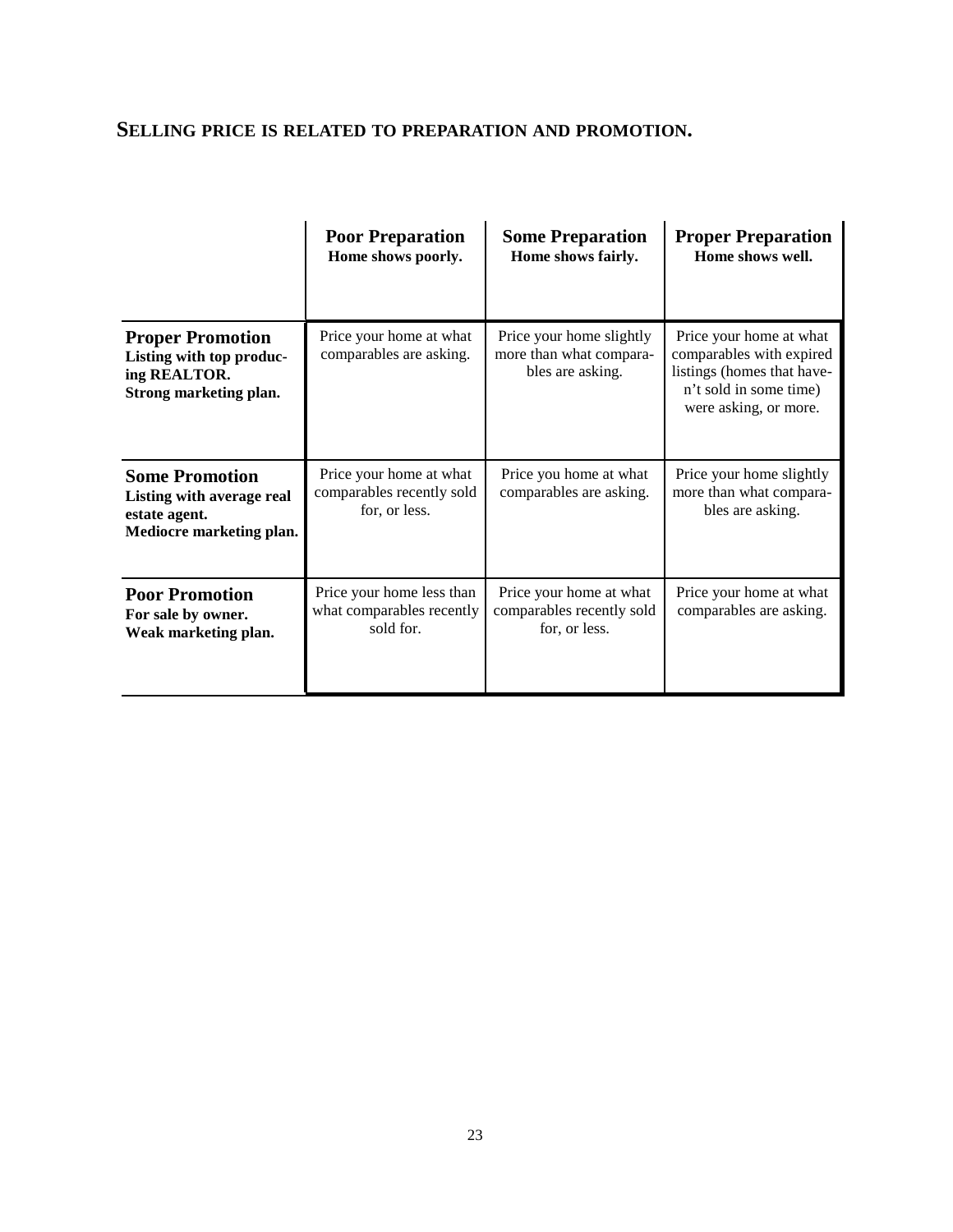## SELLING PRICE IS RELATED TO PREPARATION AND PROMOTION.

| | **Poor Preparation** **Home shows poorly.** | **Some Preparation** **Home shows fairly.** | **Proper Preparation** **Home shows well.** |
|---|---|---|---|
| **Proper Promotion** **Listing with top producing REALTOR. Strong marketing plan.** | Price your home at what comparables are asking. | Price your home slightly more than what comparables are asking. | Price your home at what comparables with expired listings (homes that haven't sold in some time) were asking, or more. |
| **Some Promotion** **Listing with average real estate agent. Mediocre marketing plan.** | Price your home at what comparables recently sold for, or less. | Price you home at what comparables are asking. | Price your home slightly more than what comparables are asking. |
| **Poor Promotion** **For sale by owner. Weak marketing plan.** | Price your home less than what comparables recently sold for. | Price your home at what comparables recently sold for, or less. | Price your home at what comparables are asking. |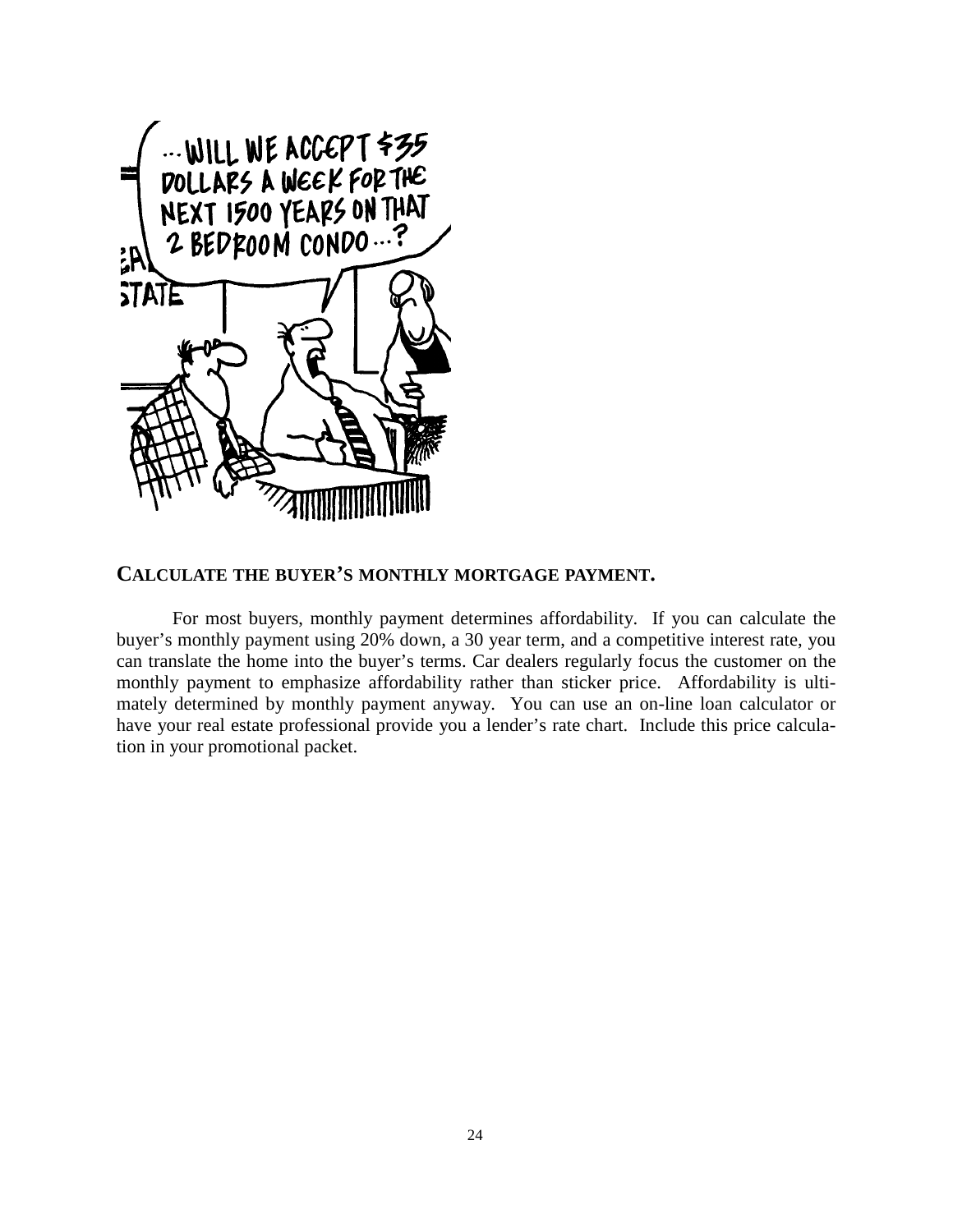## CALCULATE THE BUYER'S MONTHLY MORTGAGE PAYMENT.

For most buyers, monthly payment determines affordability. If you can calculate the buyer's monthly payment using 20% down, a 30 year term, and a competitive interest rate, you can translate the home into the buyer's terms. Car dealers regularly focus the customer on the monthly payment to emphasize affordability rather than sticker price. Affordability is ultimately determined by monthly payment anyway. You can use an on-line loan calculator or have your real estate professional provide you a lender's rate chart. Include this price calculation in your promotional packet.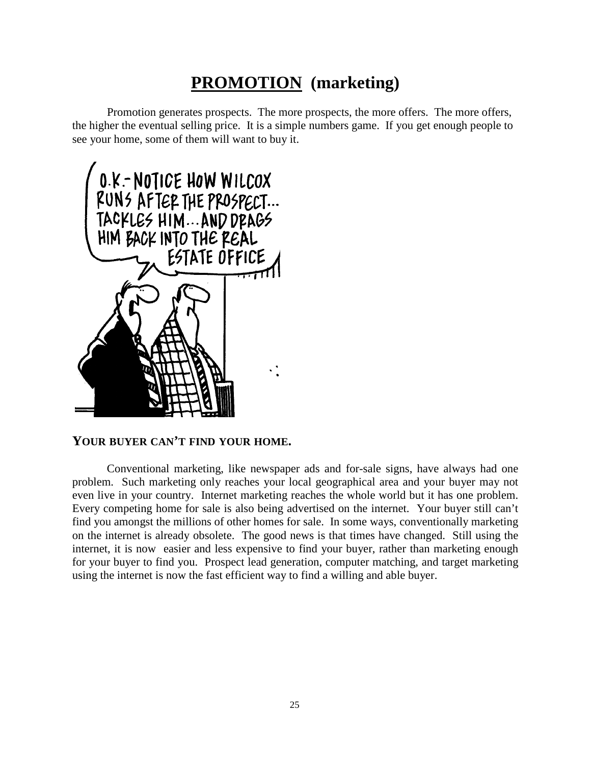# PROMOTION (marketing)

Promotion generates prospects. The more prospects, the more offers. The more offers, the higher the eventual selling price. It is a simple numbers game. If you get enough people to see your home, some of them will want to buy it.

## YOUR BUYER CAN'T FIND YOUR HOME.

Conventional marketing, like newspaper ads and for-sale signs, have always had one problem. Such marketing only reaches your local geographical area and your buyer may not even live in your country. Internet marketing reaches the whole world but it has one problem. Every competing home for sale is also being advertised on the internet. Your buyer still can't find you amongst the millions of other homes for sale. In some ways, conventionally marketing on the internet is already obsolete. The good news is that times have changed. Still using the internet, it is now easier and less expensive to find your buyer, rather than marketing enough for your buyer to find you. Prospect lead generation, computer matching, and target marketing using the internet is now the fast efficient way to find a willing and able buyer.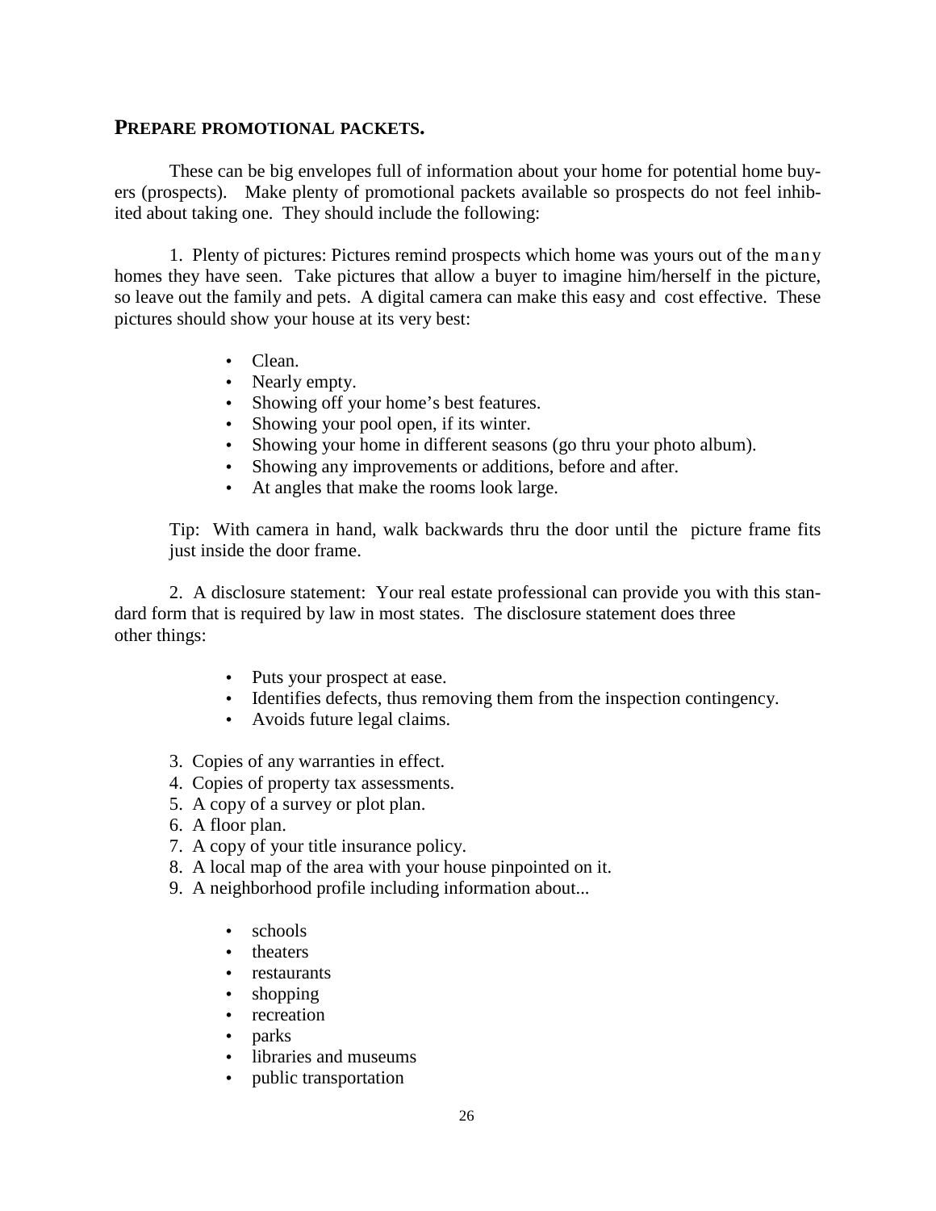## PREPARE PROMOTIONAL PACKETS.

These can be big envelopes full of information about your home for potential home buyers (prospects). Make plenty of promotional packets available so prospects do not feel inhibited about taking one. They should include the following:

1. Plenty of pictures: Pictures remind prospects which home was yours out of the many homes they have seen. Take pictures that allow a buyer to imagine him/herself in the picture, so leave out the family and pets. A digital camera can make this easy and cost effective. These pictures should show your house at its very best:

   - Clean.
   - Nearly empty.
   - Showing off your home's best features.
   - Showing your pool open, if its winter.
   - Showing your home in different seasons (go thru your photo album).
   - Showing any improvements or additions, before and after.
   - At angles that make the rooms look large.

   Tip: With camera in hand, walk backwards thru the door until the picture frame fits just inside the door frame.

2. A disclosure statement: Your real estate professional can provide you with this standard form that is required by law in most states. The disclosure statement does three other things:

   - Puts your prospect at ease.
   - Identifies defects, thus removing them from the inspection contingency.
   - Avoids future legal claims.

3. Copies of any warranties in effect.
4. Copies of property tax assessments.
5. A copy of a survey or plot plan.
6. A floor plan.
7. A copy of your title insurance policy.
8. A local map of the area with your house pinpointed on it.
9. A neighborhood profile including information about...

   - schools
   - theaters
   - restaurants
   - shopping
   - recreation
   - parks
   - libraries and museums
   - public transportation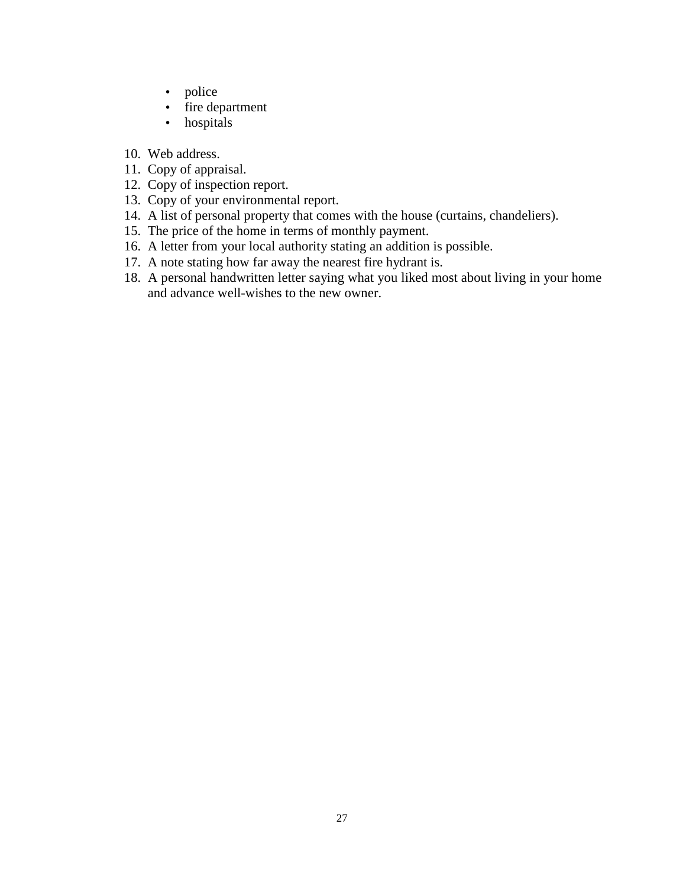- police
  - fire department
  - hospitals

10. Web address.
11. Copy of appraisal.
12. Copy of inspection report.
13. Copy of your environmental report.
14. A list of personal property that comes with the house (curtains, chandeliers).
15. The price of the home in terms of monthly payment.
16. A letter from your local authority stating an addition is possible.
17. A note stating how far away the nearest fire hydrant is.
18. A personal handwritten letter saying what you liked most about living in your home and advance well-wishes to the new owner.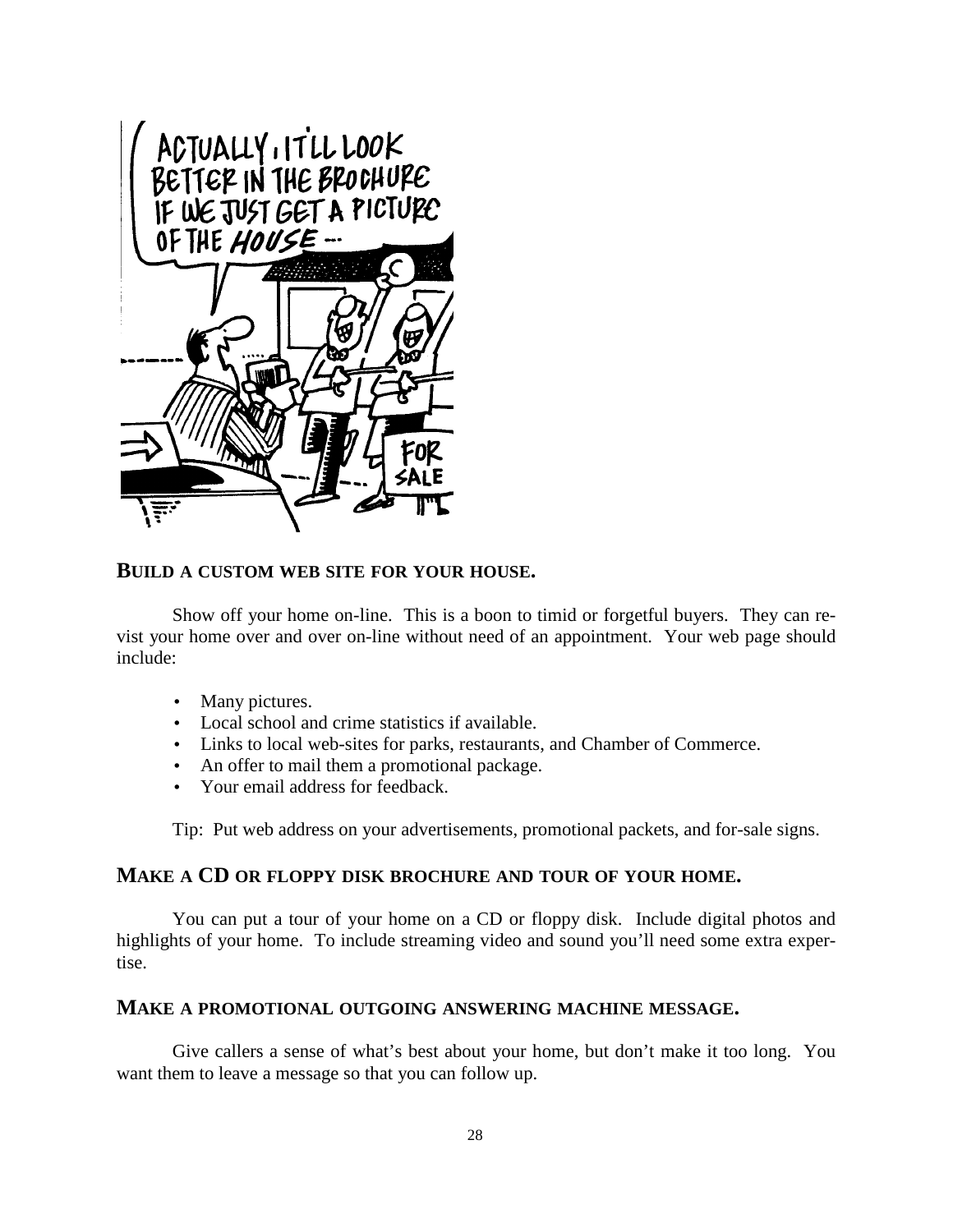## BUILD A CUSTOM WEB SITE FOR YOUR HOUSE.

Show off your home on-line. This is a boon to timid or forgetful buyers. They can re-vist your home over and over on-line without need of an appointment. Your web page should include:

- Many pictures.
- Local school and crime statistics if available.
- Links to local web-sites for parks, restaurants, and Chamber of Commerce.
- An offer to mail them a promotional package.
- Your email address for feedback.

Tip: Put web address on your advertisements, promotional packets, and for-sale signs.

## MAKE A CD OR FLOPPY DISK BROCHURE AND TOUR OF YOUR HOME.

You can put a tour of your home on a CD or floppy disk. Include digital photos and highlights of your home. To include streaming video and sound you'll need some extra expertise.

## MAKE A PROMOTIONAL OUTGOING ANSWERING MACHINE MESSAGE.

Give callers a sense of what's best about your home, but don't make it too long. You want them to leave a message so that you can follow up.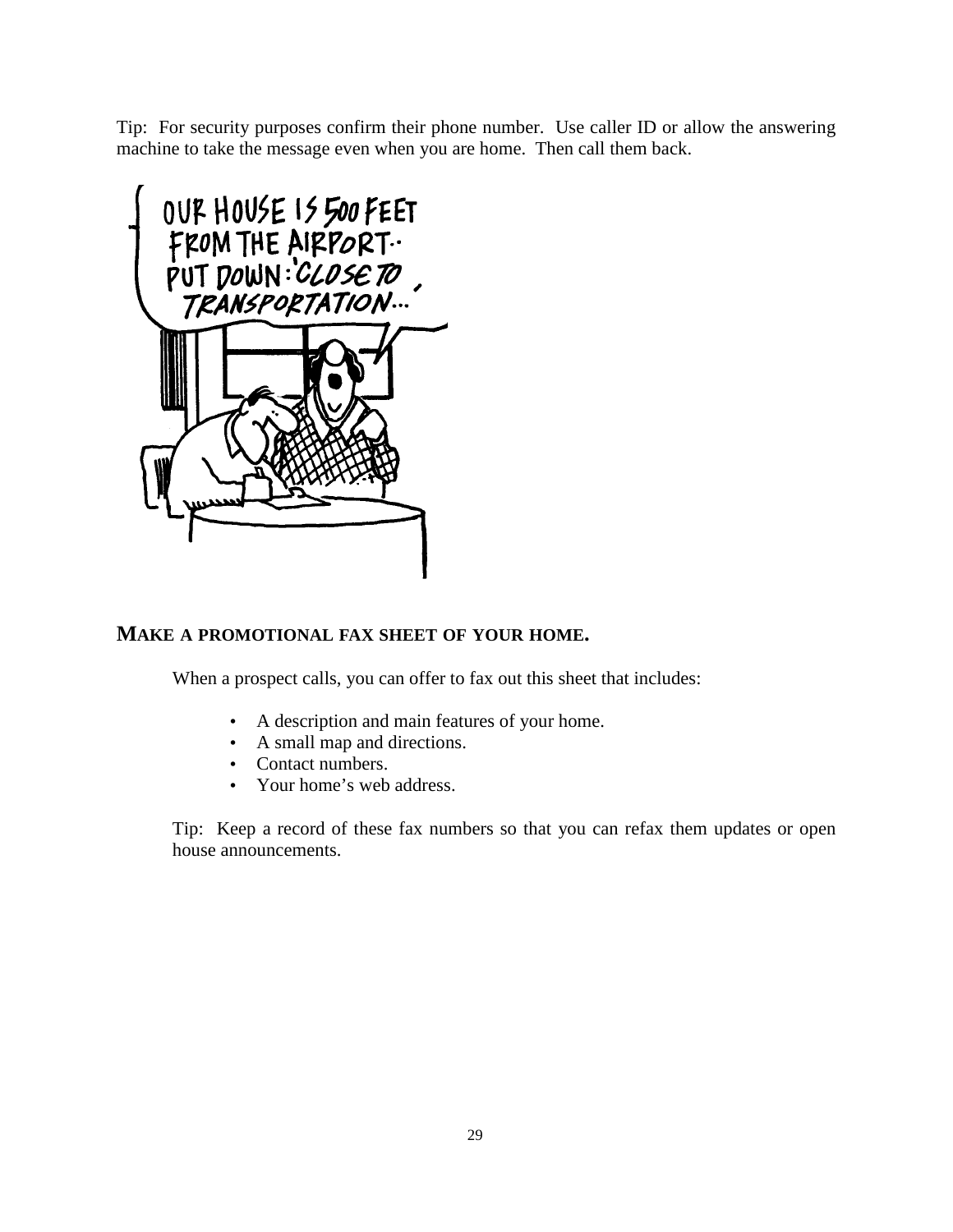Tip: For security purposes confirm their phone number. Use caller ID or allow the answering machine to take the message even when you are home. Then call them back.

## MAKE A PROMOTIONAL FAX SHEET OF YOUR HOME.

When a prospect calls, you can offer to fax out this sheet that includes:

- A description and main features of your home.
- A small map and directions.
- Contact numbers.
- Your home's web address.

Tip: Keep a record of these fax numbers so that you can refax them updates or open house announcements.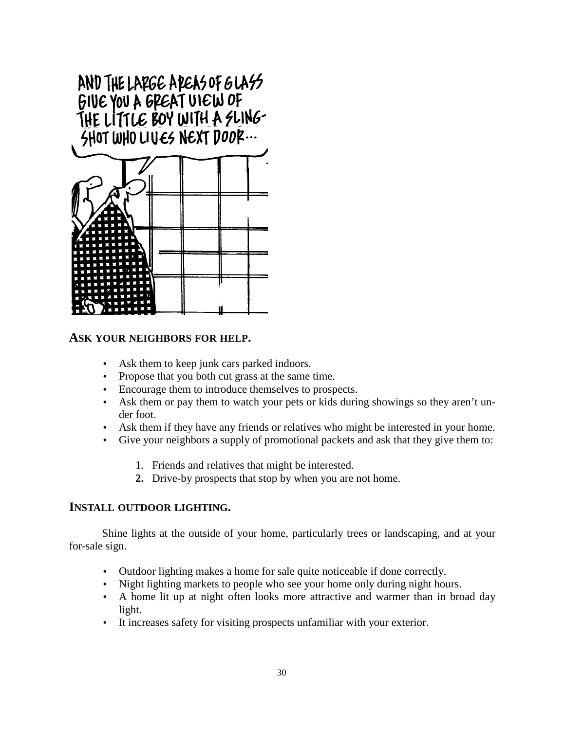## ASK YOUR NEIGHBORS FOR HELP.

- Ask them to keep junk cars parked indoors.
- Propose that you both cut grass at the same time.
- Encourage them to introduce themselves to prospects.
- Ask them or pay them to watch your pets or kids during showings so they aren't under foot.
- Ask them if they have any friends or relatives who might be interested in your home.
- Give your neighbors a supply of promotional packets and ask that they give them to:

    1. Friends and relatives that might be interested.
    2. Drive-by prospects that stop by when you are not home.

## INSTALL OUTDOOR LIGHTING.

Shine lights at the outside of your home, particularly trees or landscaping, and at your for-sale sign.

- Outdoor lighting makes a home for sale quite noticeable if done correctly.
- Night lighting markets to people who see your home only during night hours.
- A home lit up at night often looks more attractive and warmer than in broad day light.
- It increases safety for visiting prospects unfamiliar with your exterior.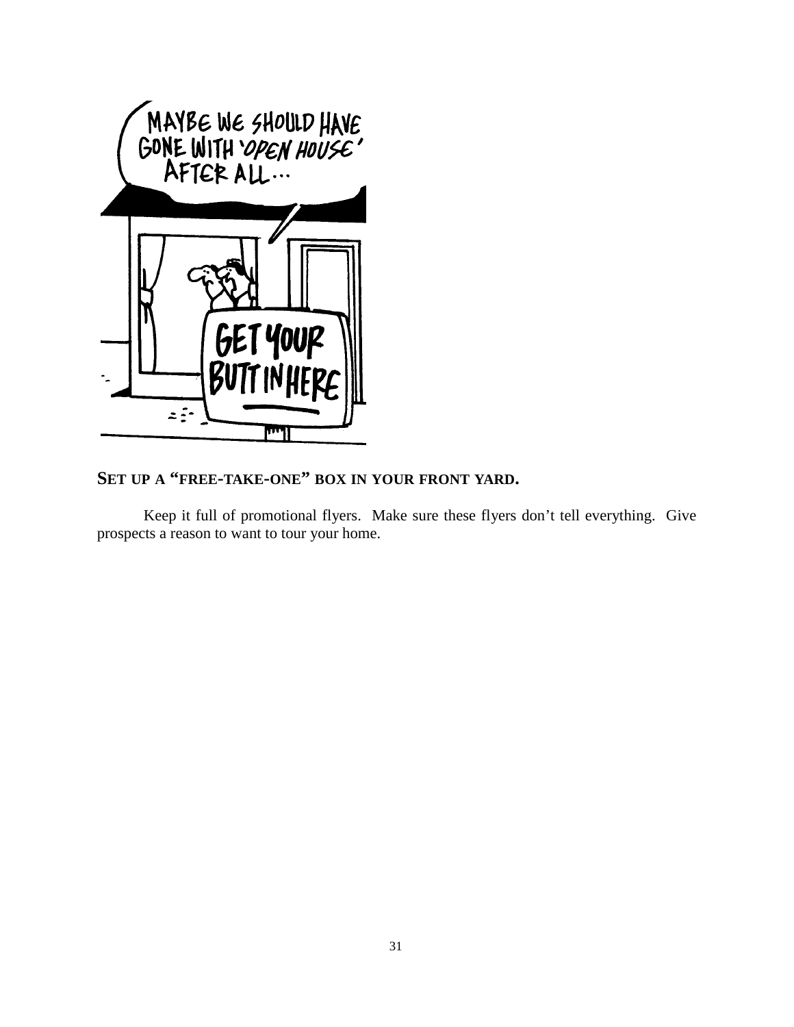## SET UP A "FREE-TAKE-ONE" BOX IN YOUR FRONT YARD.

Keep it full of promotional flyers. Make sure these flyers don't tell everything. Give prospects a reason to want to tour your home.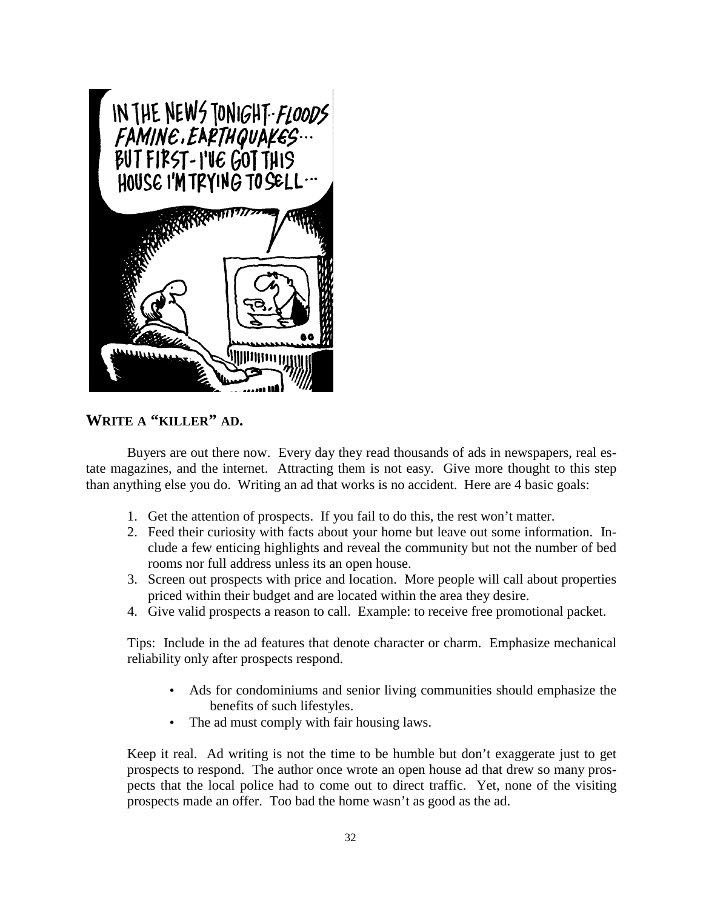## WRITE A "KILLER" AD.

Buyers are out there now. Every day they read thousands of ads in newspapers, real estate magazines, and the internet. Attracting them is not easy. Give more thought to this step than anything else you do. Writing an ad that works is no accident. Here are 4 basic goals:

1. Get the attention of prospects. If you fail to do this, the rest won't matter.
2. Feed their curiosity with facts about your home but leave out some information. Include a few enticing highlights and reveal the community but not the number of bed rooms nor full address unless its an open house.
3. Screen out prospects with price and location. More people will call about properties priced within their budget and are located within the area they desire.
4. Give valid prospects a reason to call. Example: to receive free promotional packet.

Tips: Include in the ad features that denote character or charm. Emphasize mechanical reliability only after prospects respond.

- Ads for condominiums and senior living communities should emphasize the benefits of such lifestyles.
- The ad must comply with fair housing laws.

Keep it real. Ad writing is not the time to be humble but don't exaggerate just to get prospects to respond. The author once wrote an open house ad that drew so many prospects that the local police had to come out to direct traffic. Yet, none of the visiting prospects made an offer. Too bad the home wasn't as good as the ad.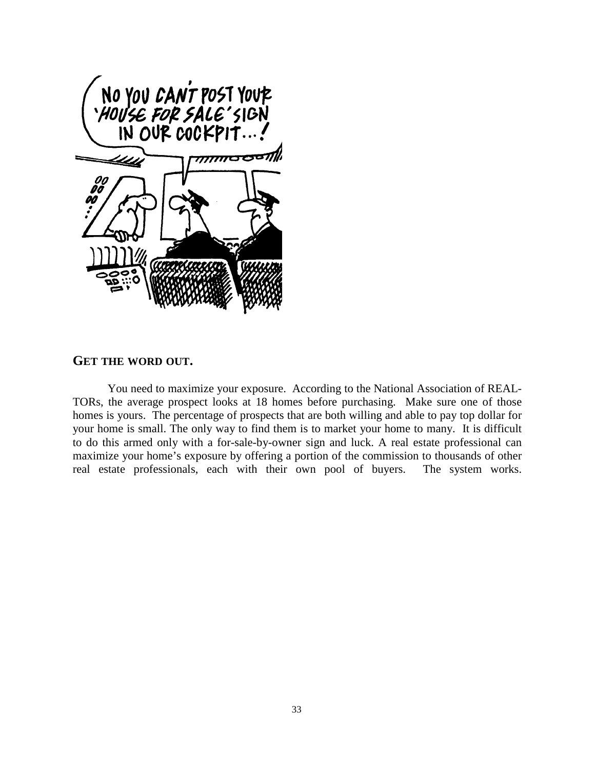## GET THE WORD OUT.

You need to maximize your exposure. According to the National Association of REALTORs, the average prospect looks at 18 homes before purchasing. Make sure one of those homes is yours. The percentage of prospects that are both willing and able to pay top dollar for your home is small. The only way to find them is to market your home to many. It is difficult to do this armed only with a for-sale-by-owner sign and luck. A real estate professional can maximize your home's exposure by offering a portion of the commission to thousands of other real estate professionals, each with their own pool of buyers. The system works.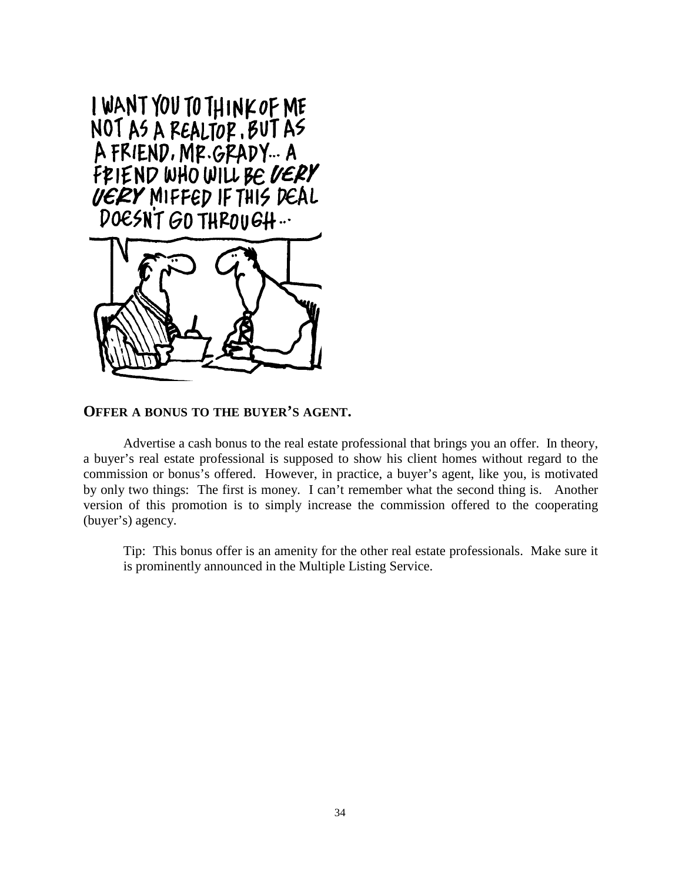**OFFER A BONUS TO THE BUYER'S AGENT.**

Advertise a cash bonus to the real estate professional that brings you an offer. In theory, a buyer's real estate professional is supposed to show his client homes without regard to the commission or bonus's offered. However, in practice, a buyer's agent, like you, is motivated by only two things: The first is money. I can't remember what the second thing is. Another version of this promotion is to simply increase the commission offered to the cooperating (buyer's) agency.

> Tip: This bonus offer is an amenity for the other real estate professionals. Make sure it is prominently announced in the Multiple Listing Service.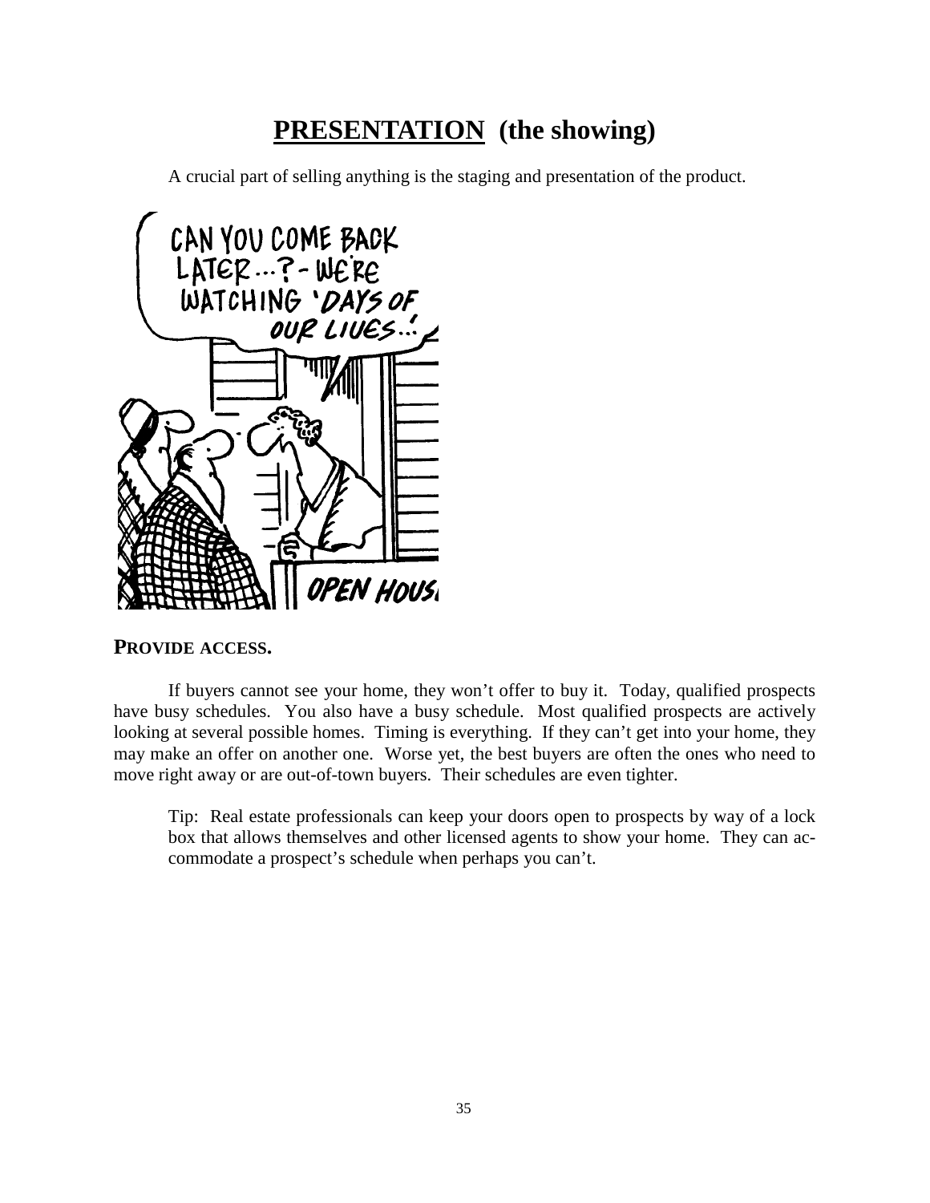# **PRESENTATION** (the showing)

A crucial part of selling anything is the staging and presentation of the product.

### **PROVIDE ACCESS.**

If buyers cannot see your home, they won't offer to buy it. Today, qualified prospects have busy schedules. You also have a busy schedule. Most qualified prospects are actively looking at several possible homes. Timing is everything. If they can't get into your home, they may make an offer on another one. Worse yet, the best buyers are often the ones who need to move right away or are out-of-town buyers. Their schedules are even tighter.

> Tip: Real estate professionals can keep your doors open to prospects by way of a lock box that allows themselves and other licensed agents to show your home. They can accommodate a prospect's schedule when perhaps you can't.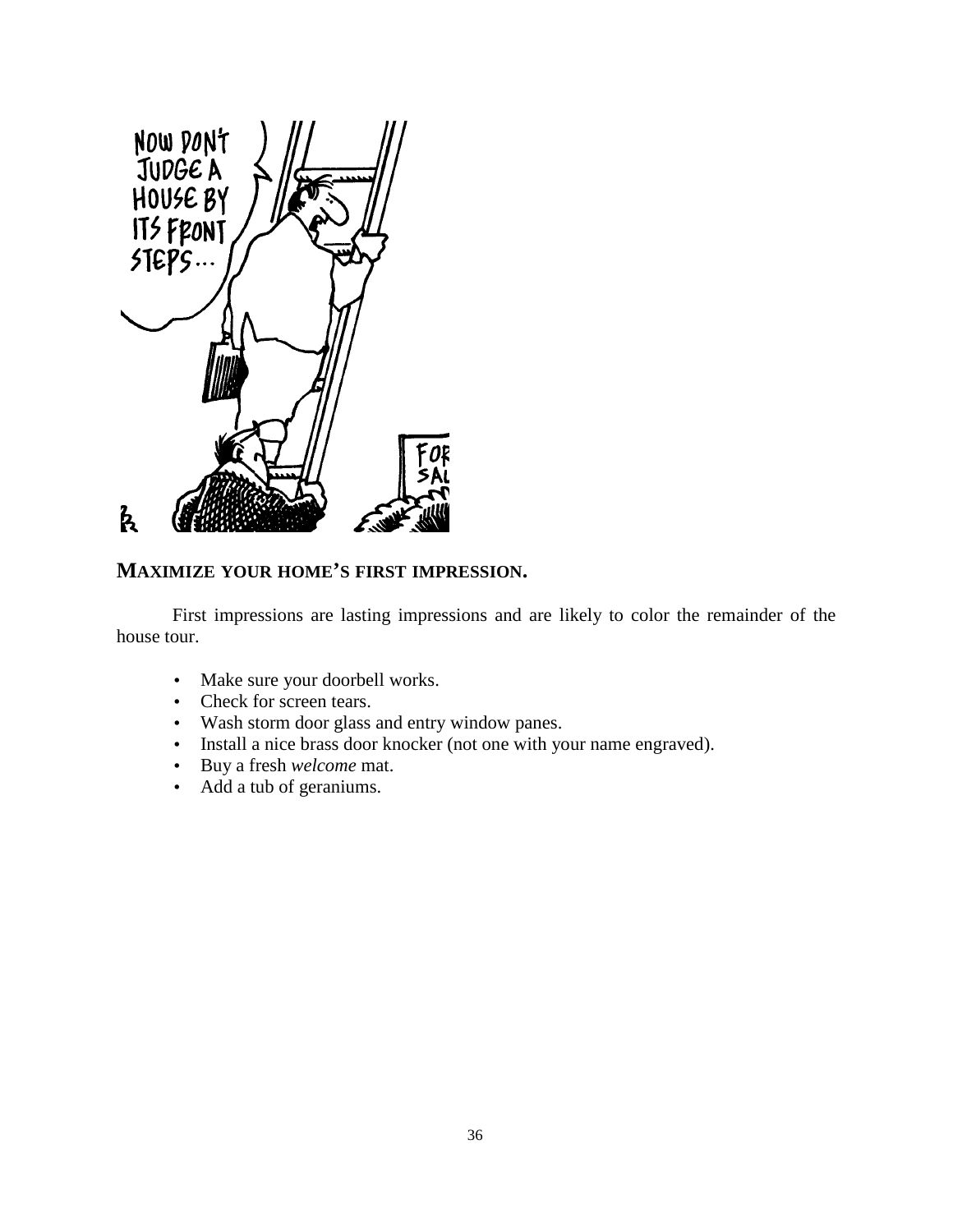## MAXIMIZE YOUR HOME'S FIRST IMPRESSION.

First impressions are lasting impressions and are likely to color the remainder of the house tour.

- Make sure your doorbell works.
- Check for screen tears.
- Wash storm door glass and entry window panes.
- Install a nice brass door knocker (not one with your name engraved).
- Buy a fresh *welcome* mat.
- Add a tub of geraniums.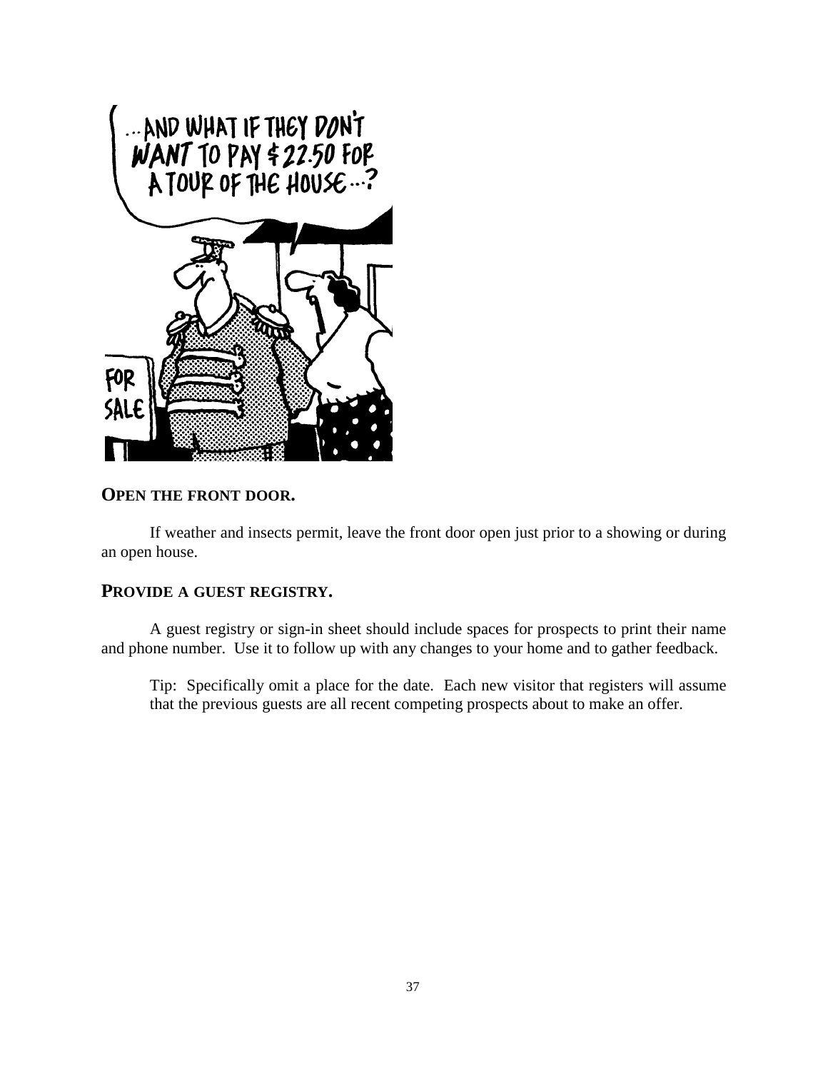## OPEN THE FRONT DOOR.

If weather and insects permit, leave the front door open just prior to a showing or during an open house.

## PROVIDE A GUEST REGISTRY.

A guest registry or sign-in sheet should include spaces for prospects to print their name and phone number. Use it to follow up with any changes to your home and to gather feedback.

> Tip: Specifically omit a place for the date. Each new visitor that registers will assume that the previous guests are all recent competing prospects about to make an offer.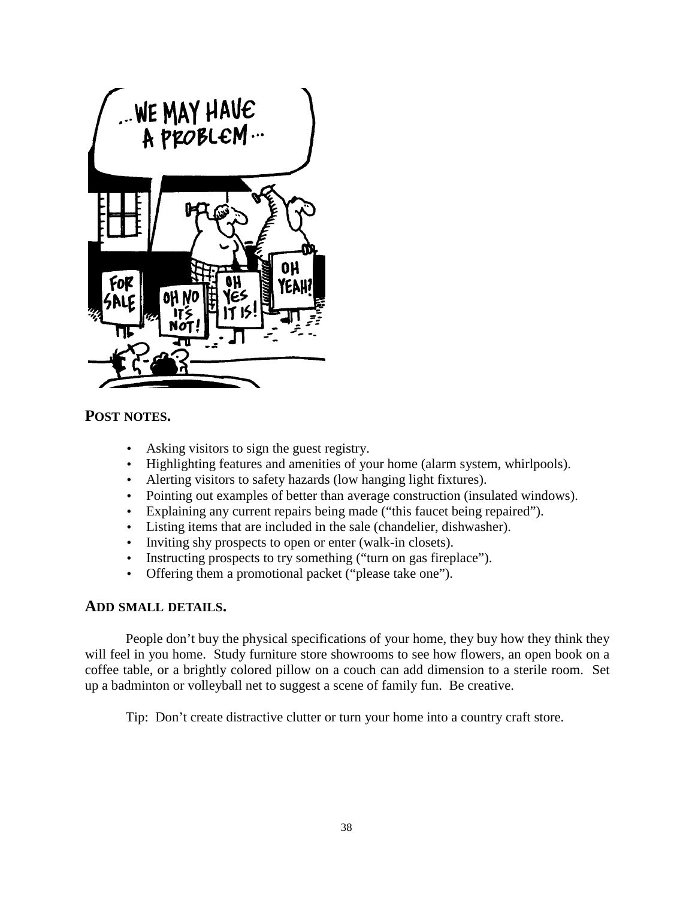## POST NOTES.

- Asking visitors to sign the guest registry.
- Highlighting features and amenities of your home (alarm system, whirlpools).
- Alerting visitors to safety hazards (low hanging light fixtures).
- Pointing out examples of better than average construction (insulated windows).
- Explaining any current repairs being made ("this faucet being repaired").
- Listing items that are included in the sale (chandelier, dishwasher).
- Inviting shy prospects to open or enter (walk-in closets).
- Instructing prospects to try something ("turn on gas fireplace").
- Offering them a promotional packet ("please take one").

## ADD SMALL DETAILS.

People don't buy the physical specifications of your home, they buy how they think they will feel in you home. Study furniture store showrooms to see how flowers, an open book on a coffee table, or a brightly colored pillow on a couch can add dimension to a sterile room. Set up a badminton or volleyball net to suggest a scene of family fun. Be creative.

Tip: Don't create distractive clutter or turn your home into a country craft store.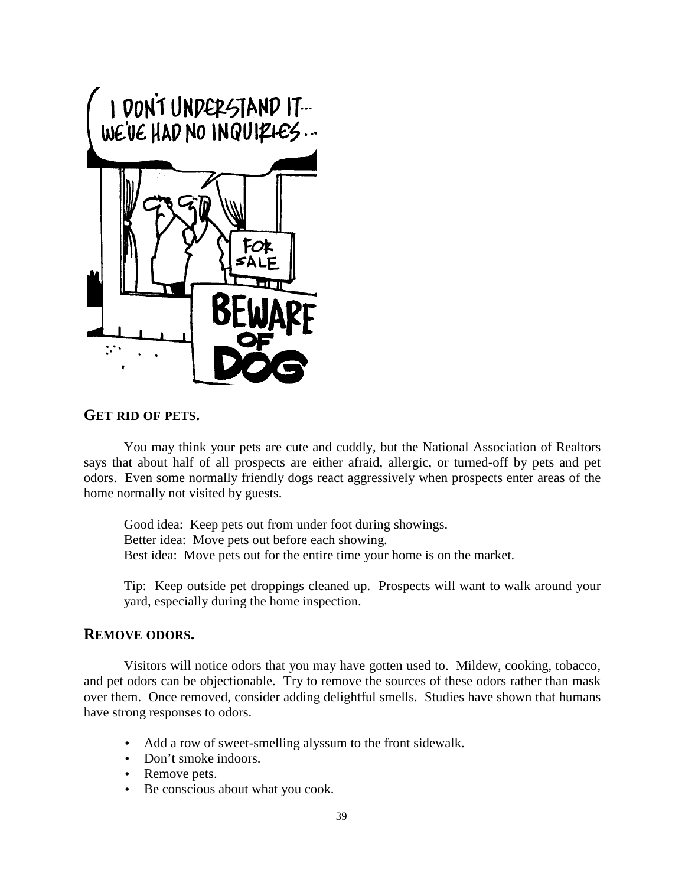## GET RID OF PETS.

You may think your pets are cute and cuddly, but the National Association of Realtors says that about half of all prospects are either afraid, allergic, or turned-off by pets and pet odors. Even some normally friendly dogs react aggressively when prospects enter areas of the home normally not visited by guests.

Good idea: Keep pets out from under foot during showings.
Better idea: Move pets out before each showing.
Best idea: Move pets out for the entire time your home is on the market.

Tip: Keep outside pet droppings cleaned up. Prospects will want to walk around your yard, especially during the home inspection.

## REMOVE ODORS.

Visitors will notice odors that you may have gotten used to. Mildew, cooking, tobacco, and pet odors can be objectionable. Try to remove the sources of these odors rather than mask over them. Once removed, consider adding delightful smells. Studies have shown that humans have strong responses to odors.

- Add a row of sweet-smelling alyssum to the front sidewalk.
- Don't smoke indoors.
- Remove pets.
- Be conscious about what you cook.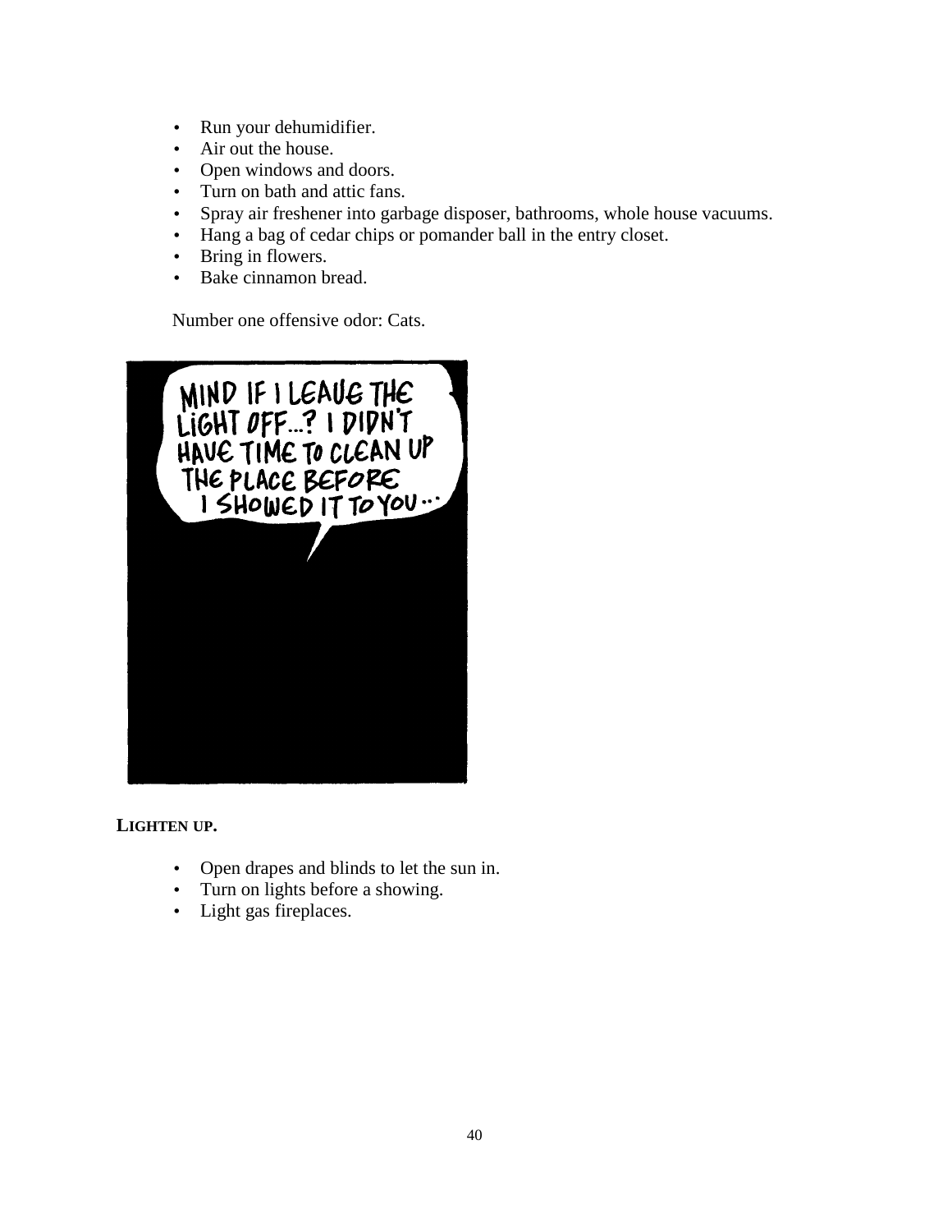- Run your dehumidifier.
- Air out the house.
- Open windows and doors.
- Turn on bath and attic fans.
- Spray air freshener into garbage disposer, bathrooms, whole house vacuums.
- Hang a bag of cedar chips or pomander ball in the entry closet.
- Bring in flowers.
- Bake cinnamon bread.

Number one offensive odor: Cats.

MIND IF I LEAVE THE LIGHT OFF...? I DIDN'T HAVE TIME TO CLEAN UP THE PLACE BEFORE I SHOWED IT TO YOU...

**LIGHTEN UP.**

- Open drapes and blinds to let the sun in.
- Turn on lights before a showing.
- Light gas fireplaces.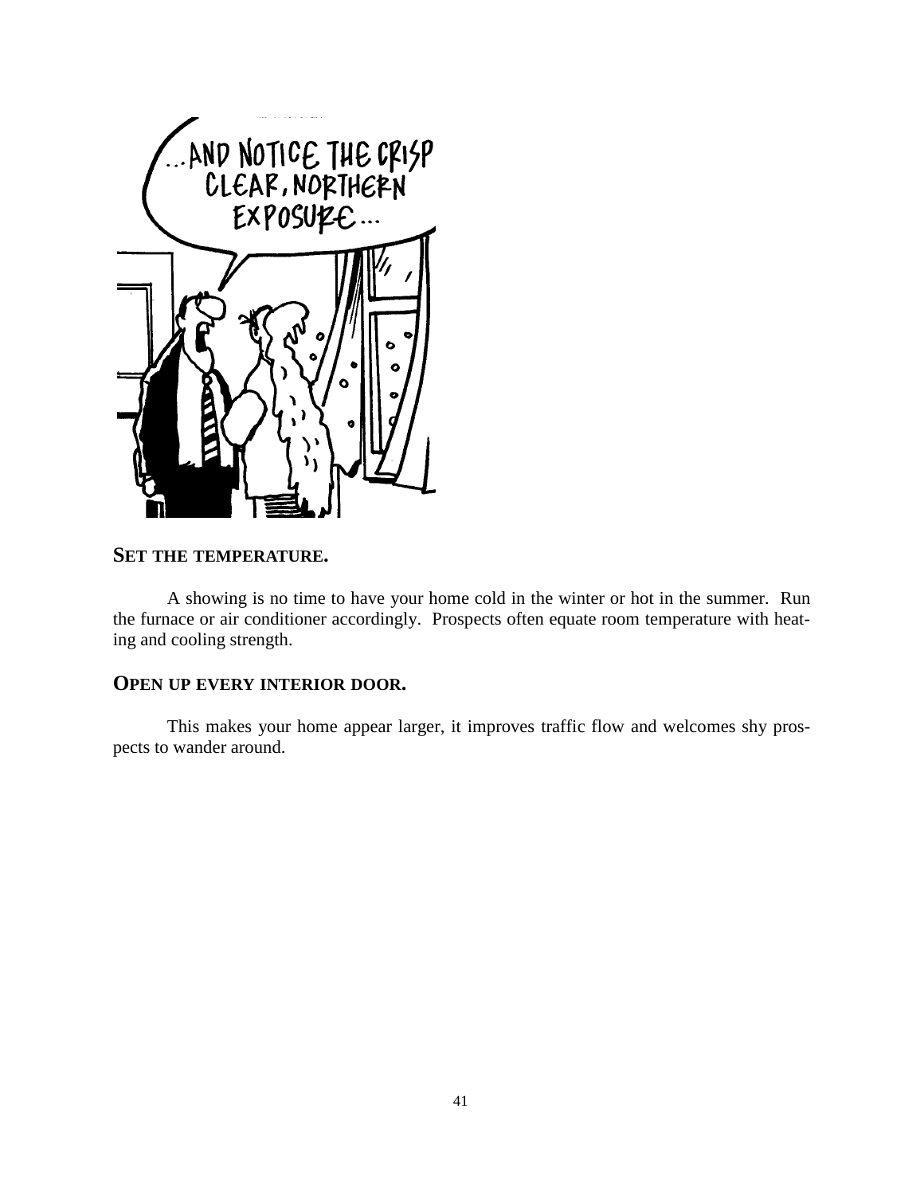**SET THE TEMPERATURE.**

A showing is no time to have your home cold in the winter or hot in the summer. Run the furnace or air conditioner accordingly. Prospects often equate room temperature with heating and cooling strength.

**OPEN UP EVERY INTERIOR DOOR.**

This makes your home appear larger, it improves traffic flow and welcomes shy prospects to wander around.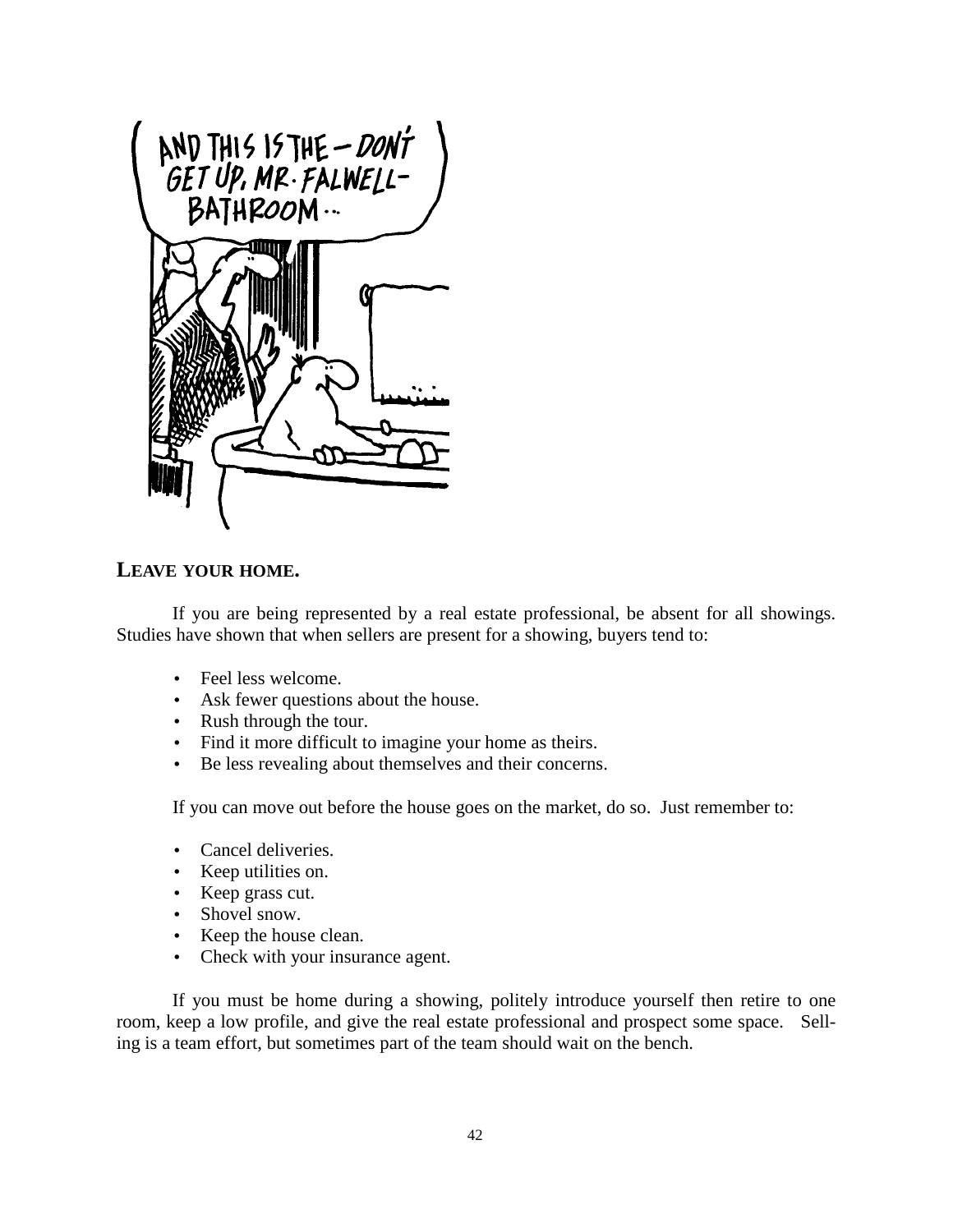## LEAVE YOUR HOME.

If you are being represented by a real estate professional, be absent for all showings. Studies have shown that when sellers are present for a showing, buyers tend to:

- Feel less welcome.
- Ask fewer questions about the house.
- Rush through the tour.
- Find it more difficult to imagine your home as theirs.
- Be less revealing about themselves and their concerns.

If you can move out before the house goes on the market, do so. Just remember to:

- Cancel deliveries.
- Keep utilities on.
- Keep grass cut.
- Shovel snow.
- Keep the house clean.
- Check with your insurance agent.

If you must be home during a showing, politely introduce yourself then retire to one room, keep a low profile, and give the real estate professional and prospect some space. Selling is a team effort, but sometimes part of the team should wait on the bench.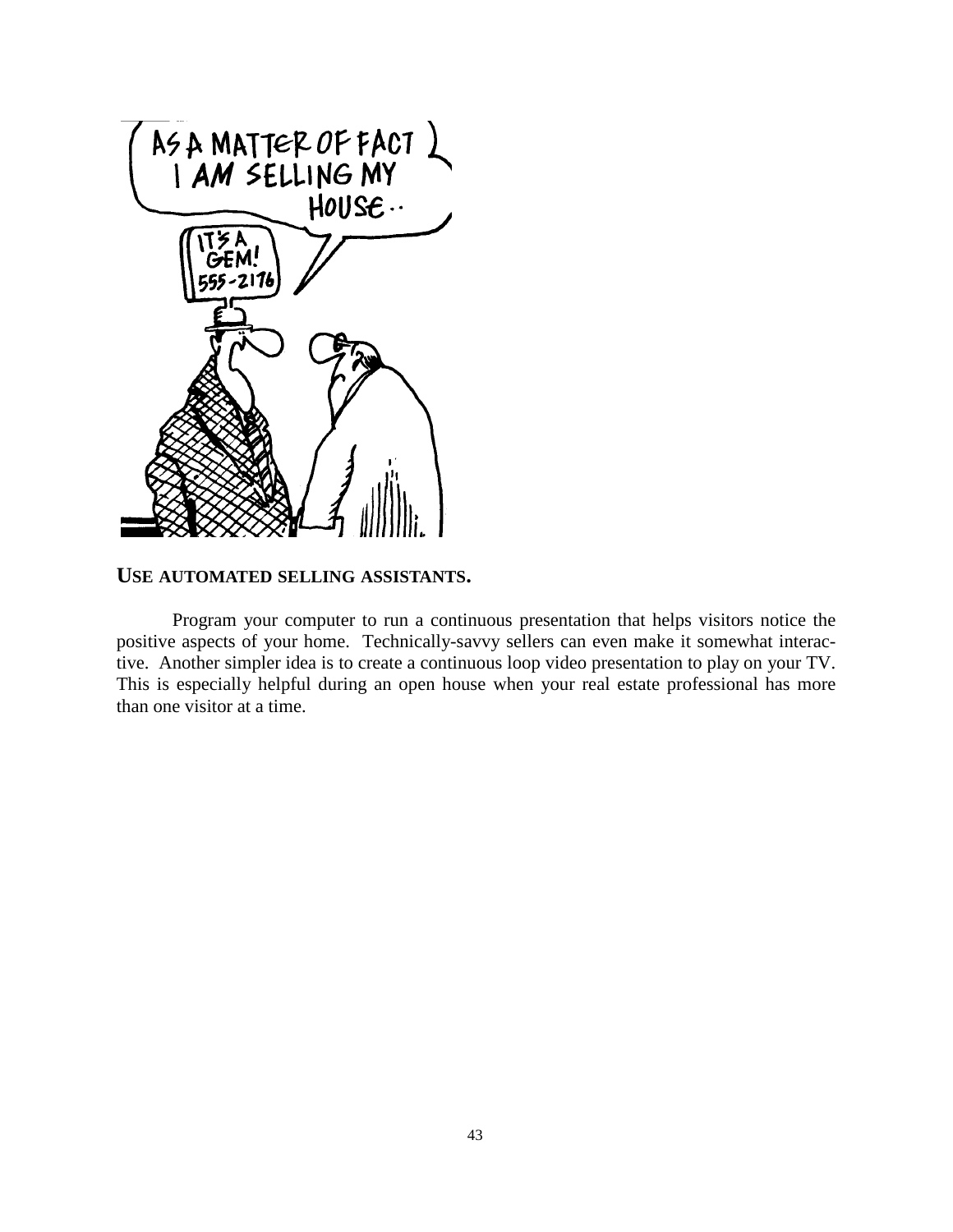**USE AUTOMATED SELLING ASSISTANTS.**

Program your computer to run a continuous presentation that helps visitors notice the positive aspects of your home. Technically-savvy sellers can even make it somewhat interactive. Another simpler idea is to create a continuous loop video presentation to play on your TV. This is especially helpful during an open house when your real estate professional has more than one visitor at a time.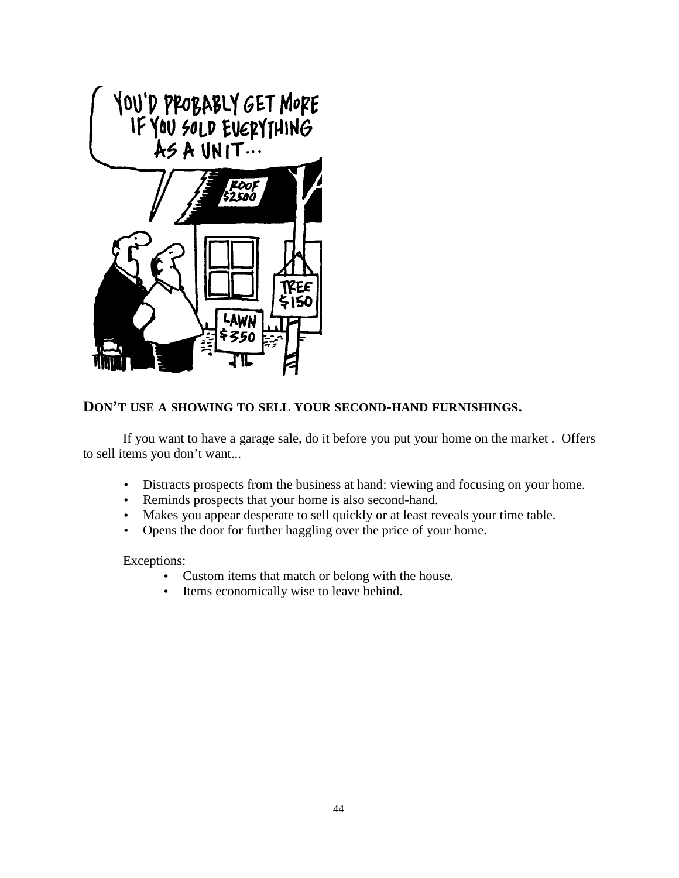## DON'T USE A SHOWING TO SELL YOUR SECOND-HAND FURNISHINGS.

If you want to have a garage sale, do it before you put your home on the market . Offers to sell items you don't want...

- Distracts prospects from the business at hand: viewing and focusing on your home.
- Reminds prospects that your home is also second-hand.
- Makes you appear desperate to sell quickly or at least reveals your time table.
- Opens the door for further haggling over the price of your home.

Exceptions:

- Custom items that match or belong with the house.
- Items economically wise to leave behind.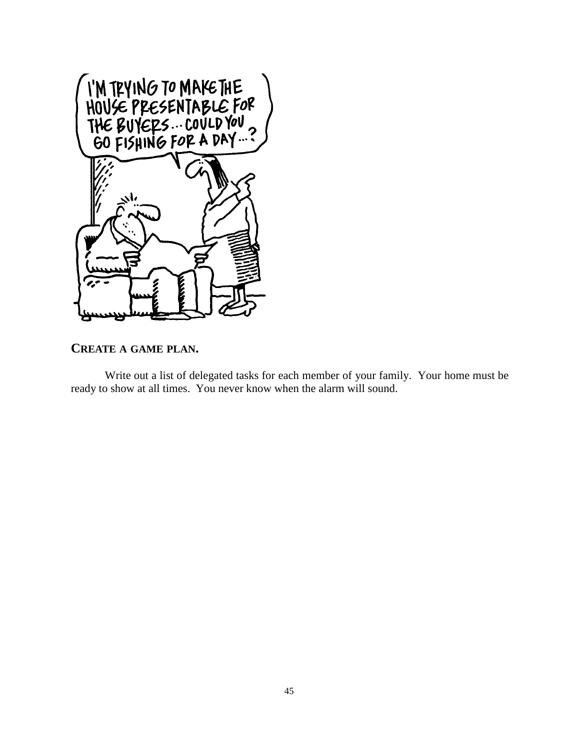## CREATE A GAME PLAN.

Write out a list of delegated tasks for each member of your family. Your home must be ready to show at all times. You never know when the alarm will sound.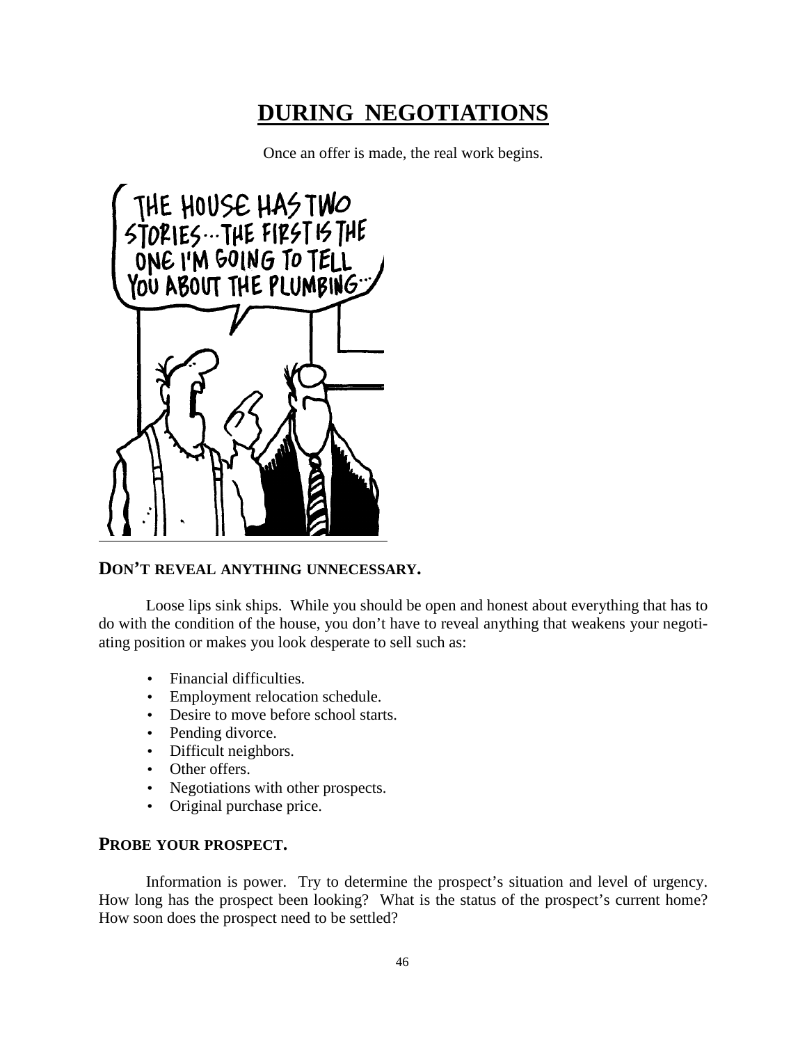# DURING NEGOTIATIONS

Once an offer is made, the real work begins.

## DON'T REVEAL ANYTHING UNNECESSARY.

Loose lips sink ships. While you should be open and honest about everything that has to do with the condition of the house, you don't have to reveal anything that weakens your negotiating position or makes you look desperate to sell such as:

- Financial difficulties.
- Employment relocation schedule.
- Desire to move before school starts.
- Pending divorce.
- Difficult neighbors.
- Other offers.
- Negotiations with other prospects.
- Original purchase price.

## PROBE YOUR PROSPECT.

Information is power. Try to determine the prospect's situation and level of urgency. How long has the prospect been looking? What is the status of the prospect's current home? How soon does the prospect need to be settled?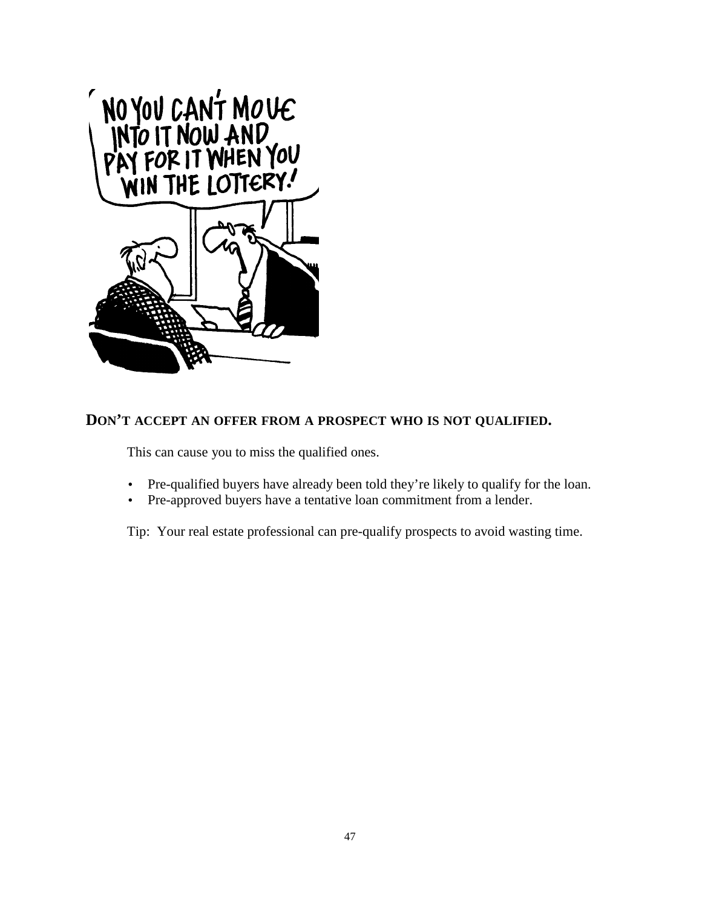## DON'T ACCEPT AN OFFER FROM A PROSPECT WHO IS NOT QUALIFIED.

This can cause you to miss the qualified ones.

- Pre-qualified buyers have already been told they're likely to qualify for the loan.
- Pre-approved buyers have a tentative loan commitment from a lender.

Tip: Your real estate professional can pre-qualify prospects to avoid wasting time.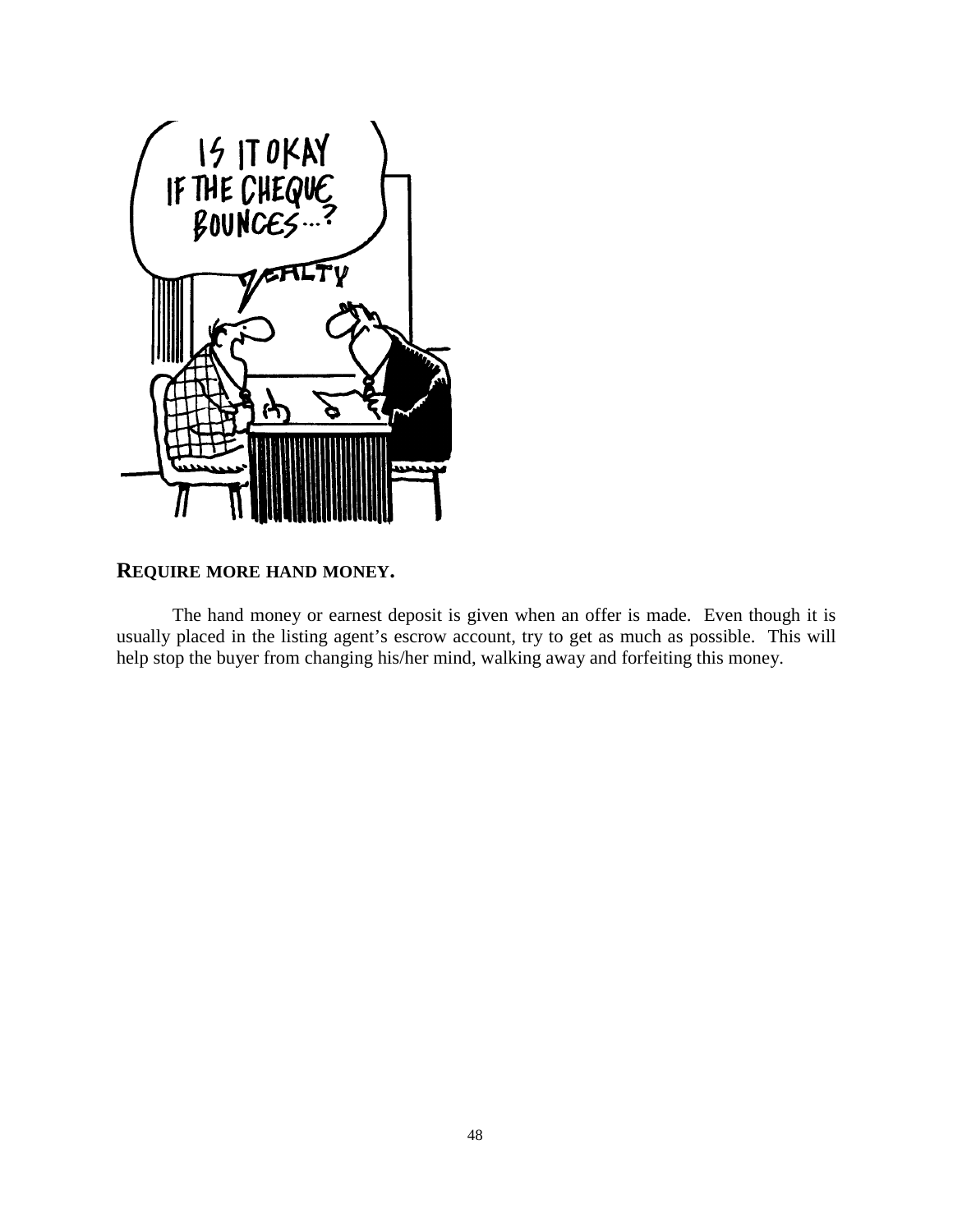## REQUIRE MORE HAND MONEY.

The hand money or earnest deposit is given when an offer is made. Even though it is usually placed in the listing agent's escrow account, try to get as much as possible. This will help stop the buyer from changing his/her mind, walking away and forfeiting this money.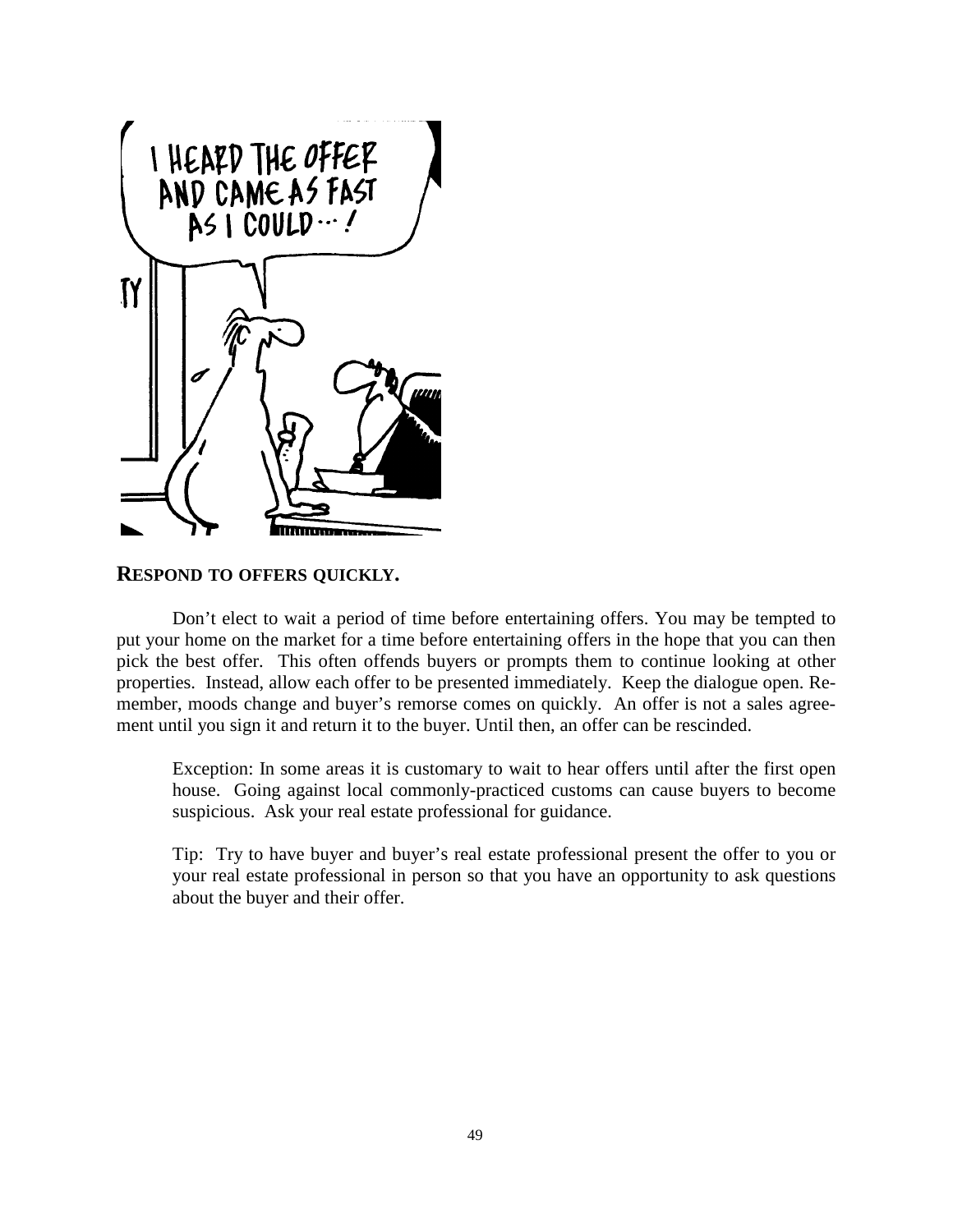## RESPOND TO OFFERS QUICKLY.

Don't elect to wait a period of time before entertaining offers. You may be tempted to put your home on the market for a time before entertaining offers in the hope that you can then pick the best offer. This often offends buyers or prompts them to continue looking at other properties. Instead, allow each offer to be presented immediately. Keep the dialogue open. Remember, moods change and buyer's remorse comes on quickly. An offer is not a sales agreement until you sign it and return it to the buyer. Until then, an offer can be rescinded.

> Exception: In some areas it is customary to wait to hear offers until after the first open house. Going against local commonly-practiced customs can cause buyers to become suspicious. Ask your real estate professional for guidance.
>
> Tip: Try to have buyer and buyer's real estate professional present the offer to you or your real estate professional in person so that you have an opportunity to ask questions about the buyer and their offer.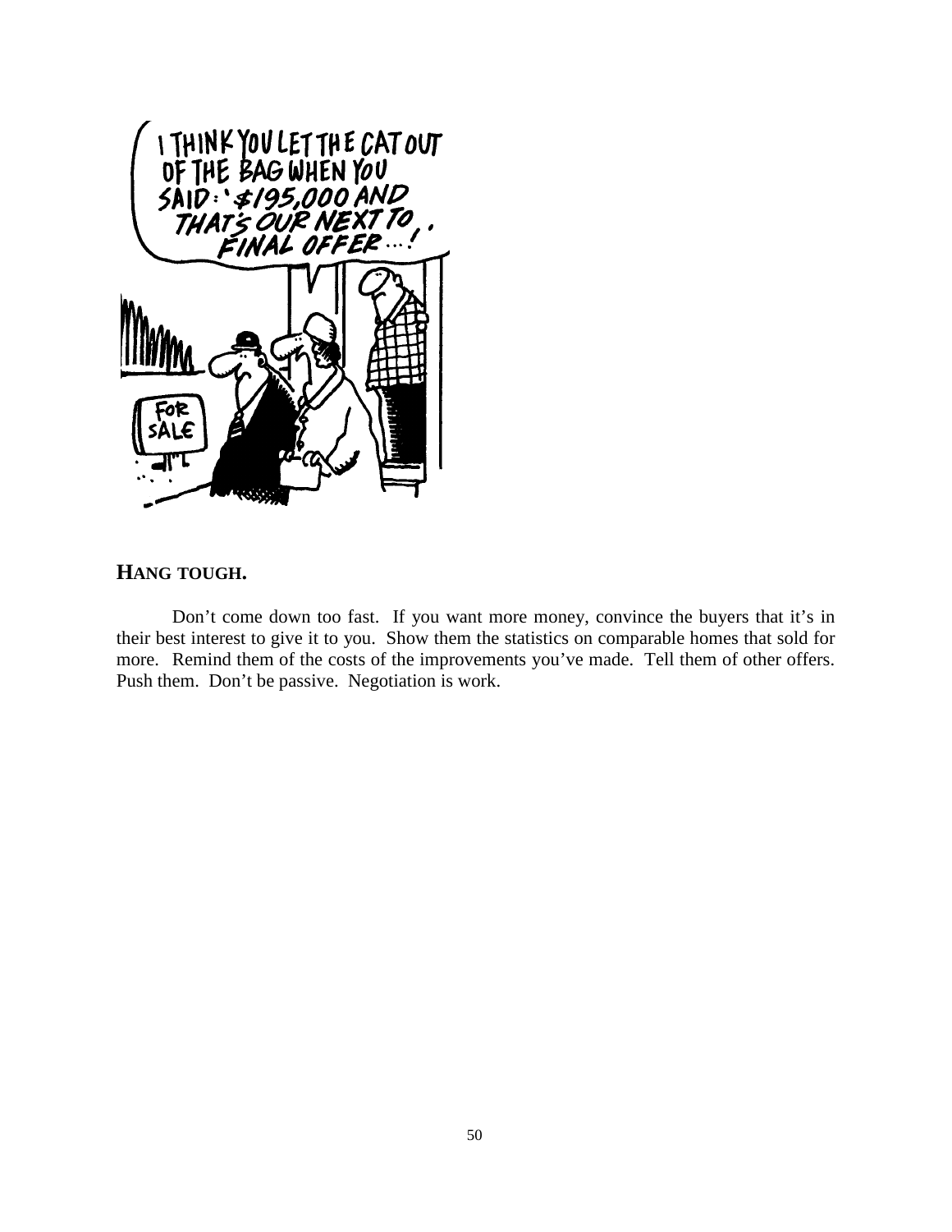## HANG TOUGH.

Don't come down too fast. If you want more money, convince the buyers that it's in their best interest to give it to you. Show them the statistics on comparable homes that sold for more. Remind them of the costs of the improvements you've made. Tell them of other offers. Push them. Don't be passive. Negotiation is work.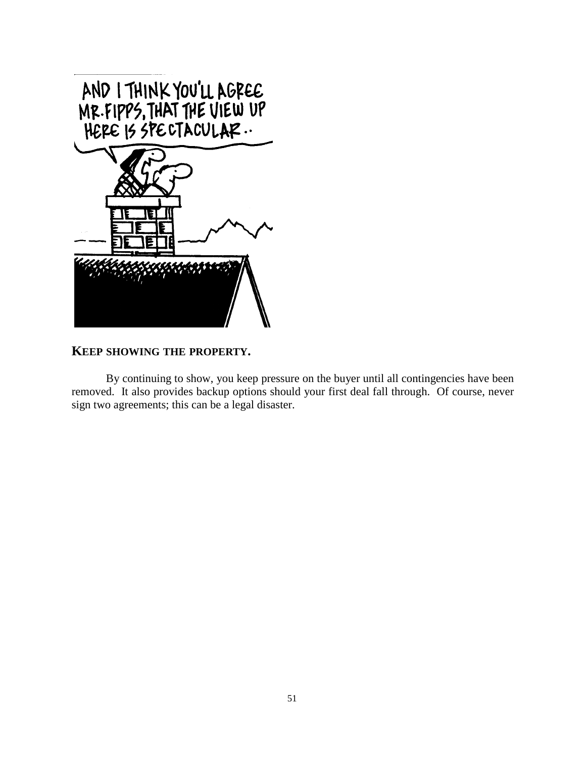**KEEP SHOWING THE PROPERTY.**

By continuing to show, you keep pressure on the buyer until all contingencies have been removed. It also provides backup options should your first deal fall through. Of course, never sign two agreements; this can be a legal disaster.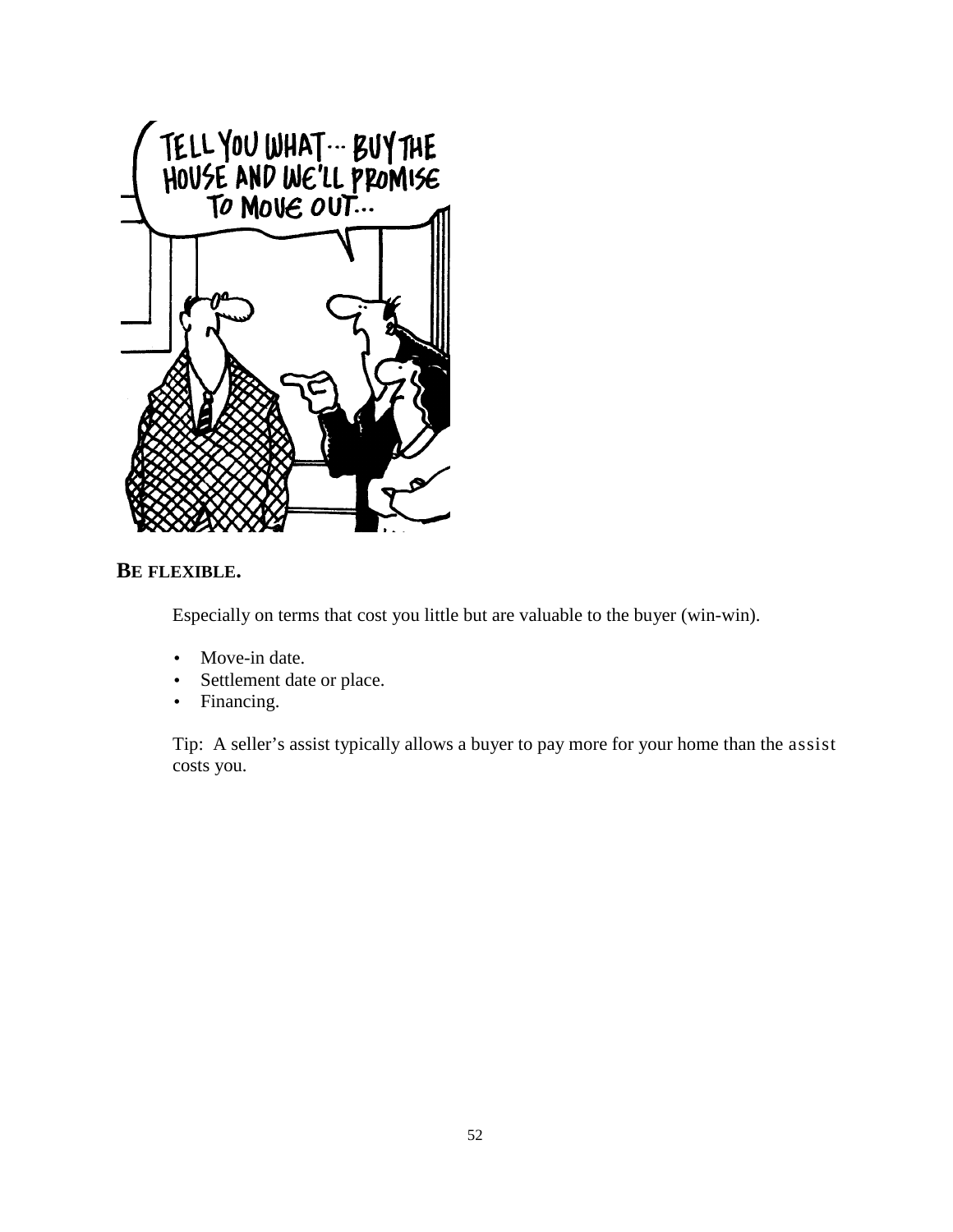## BE FLEXIBLE.

Especially on terms that cost you little but are valuable to the buyer (win-win).

- Move-in date.
- Settlement date or place.
- Financing.

Tip: A seller's assist typically allows a buyer to pay more for your home than the assist costs you.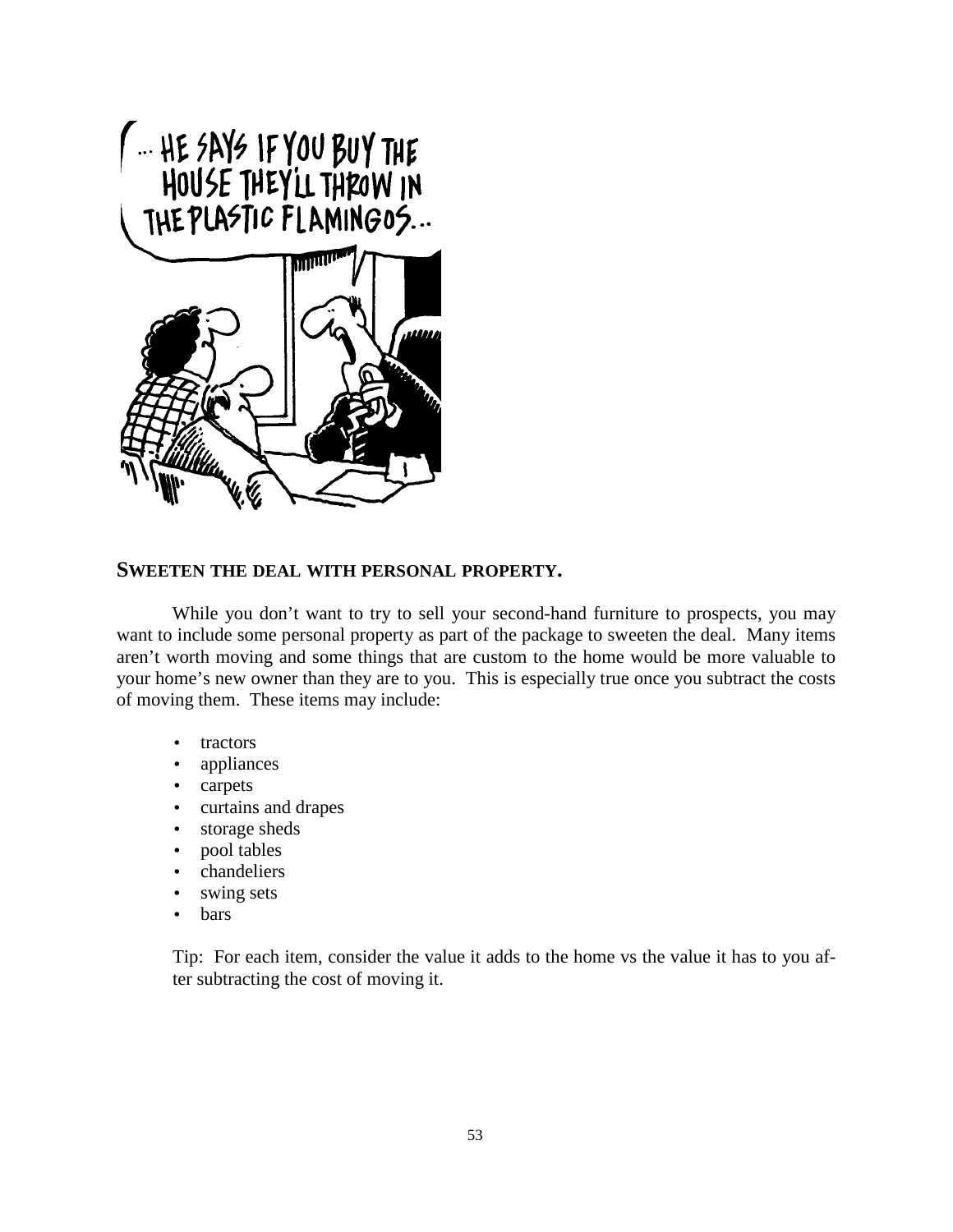## SWEETEN THE DEAL WITH PERSONAL PROPERTY.

While you don't want to try to sell your second-hand furniture to prospects, you may want to include some personal property as part of the package to sweeten the deal. Many items aren't worth moving and some things that are custom to the home would be more valuable to your home's new owner than they are to you. This is especially true once you subtract the costs of moving them. These items may include:

- tractors
- appliances
- carpets
- curtains and drapes
- storage sheds
- pool tables
- chandeliers
- swing sets
- bars

Tip: For each item, consider the value it adds to the home vs the value it has to you after subtracting the cost of moving it.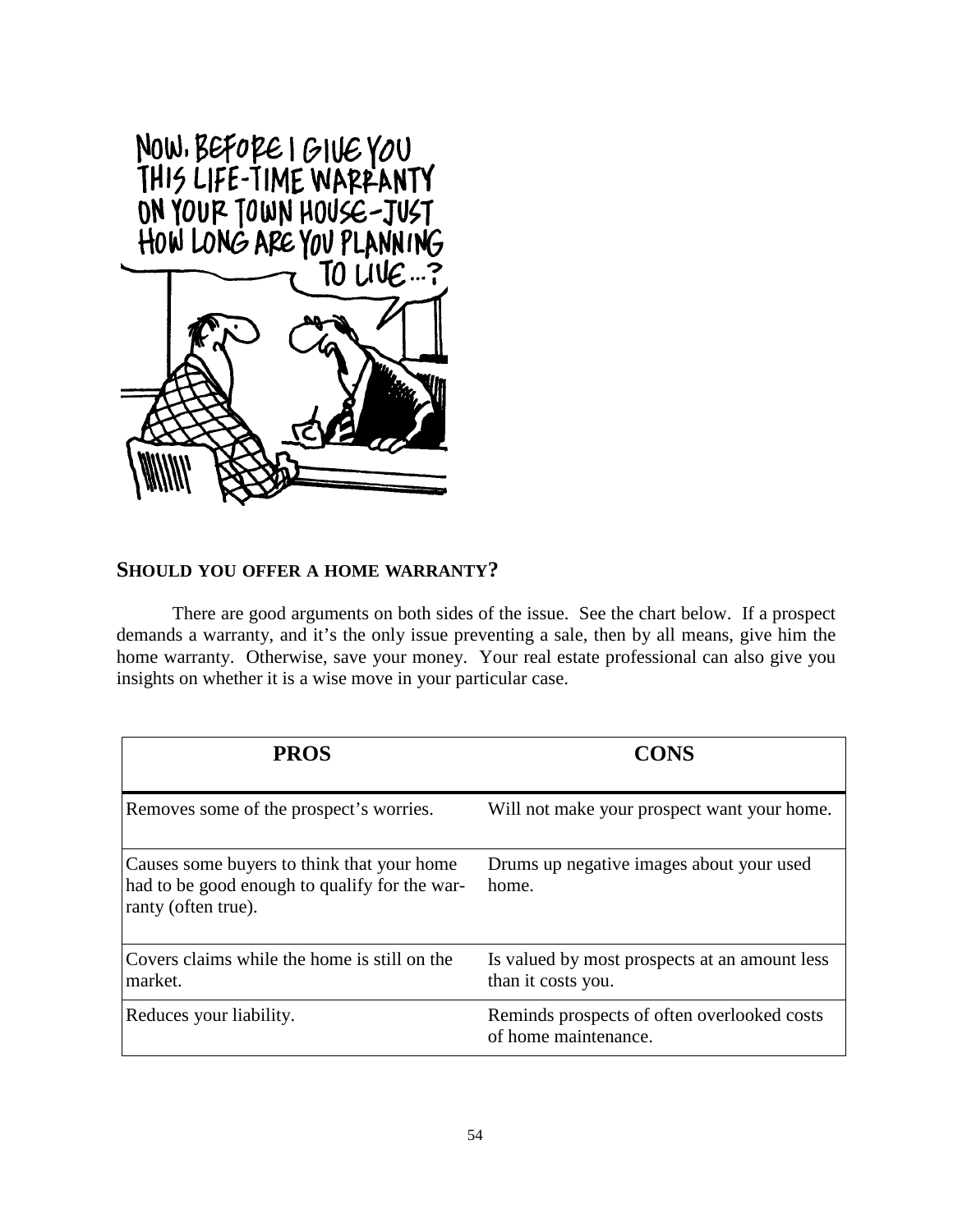## SHOULD YOU OFFER A HOME WARRANTY?

There are good arguments on both sides of the issue. See the chart below. If a prospect demands a warranty, and it's the only issue preventing a sale, then by all means, give him the home warranty. Otherwise, save your money. Your real estate professional can also give you insights on whether it is a wise move in your particular case.

| PROS | CONS |
|---|---|
| Removes some of the prospect's worries. | Will not make your prospect want your home. |
| Causes some buyers to think that your home had to be good enough to qualify for the warranty (often true). | Drums up negative images about your used home. |
| Covers claims while the home is still on the market. | Is valued by most prospects at an amount less than it costs you. |
| Reduces your liability. | Reminds prospects of often overlooked costs of home maintenance. |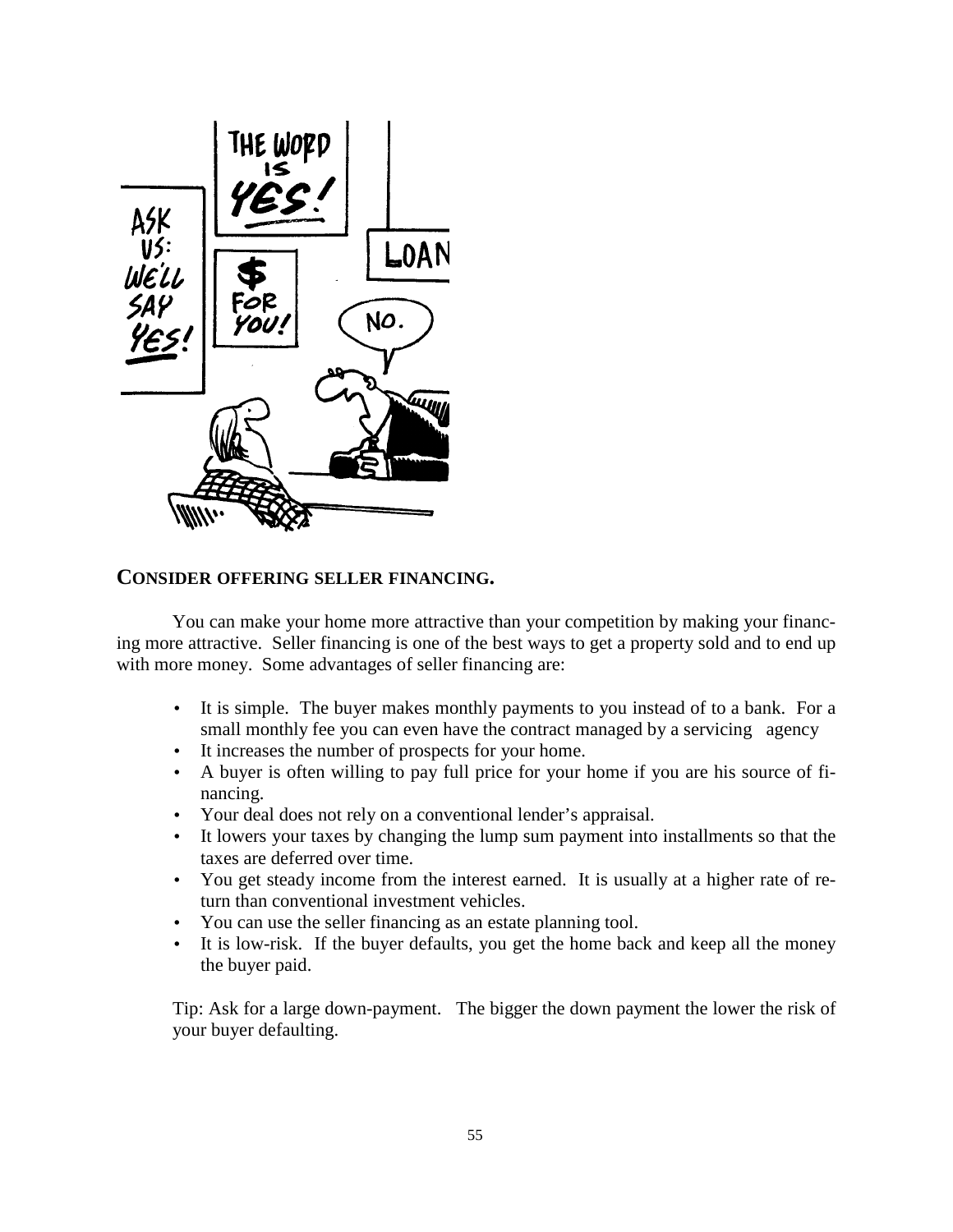## CONSIDER OFFERING SELLER FINANCING.

You can make your home more attractive than your competition by making your financing more attractive. Seller financing is one of the best ways to get a property sold and to end up with more money. Some advantages of seller financing are:

- It is simple. The buyer makes monthly payments to you instead of to a bank. For a small monthly fee you can even have the contract managed by a servicing agency
- It increases the number of prospects for your home.
- A buyer is often willing to pay full price for your home if you are his source of financing.
- Your deal does not rely on a conventional lender's appraisal.
- It lowers your taxes by changing the lump sum payment into installments so that the taxes are deferred over time.
- You get steady income from the interest earned. It is usually at a higher rate of return than conventional investment vehicles.
- You can use the seller financing as an estate planning tool.
- It is low-risk. If the buyer defaults, you get the home back and keep all the money the buyer paid.

Tip: Ask for a large down-payment. The bigger the down payment the lower the risk of your buyer defaulting.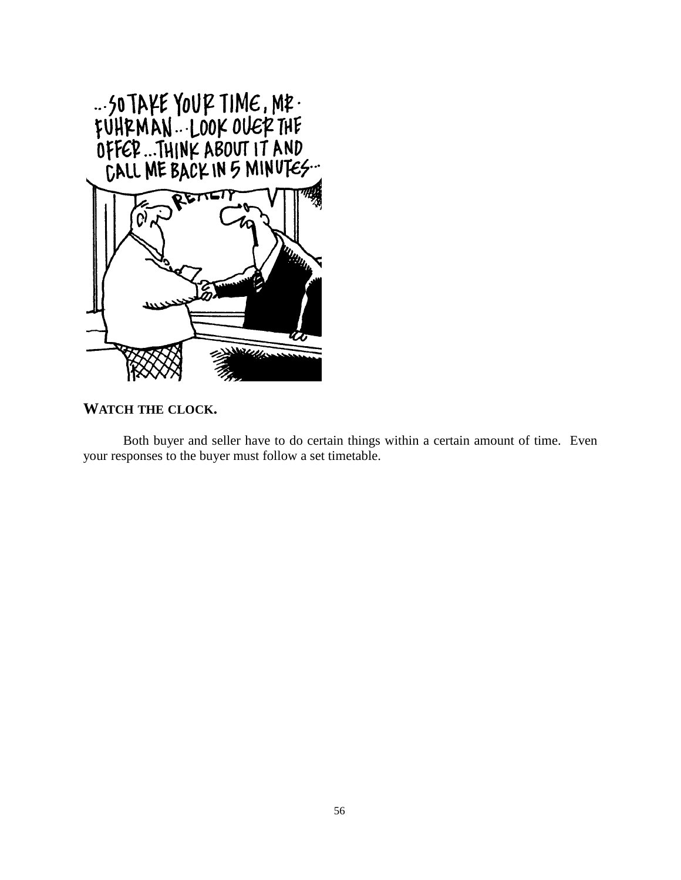## WATCH THE CLOCK.

Both buyer and seller have to do certain things within a certain amount of time. Even your responses to the buyer must follow a set timetable.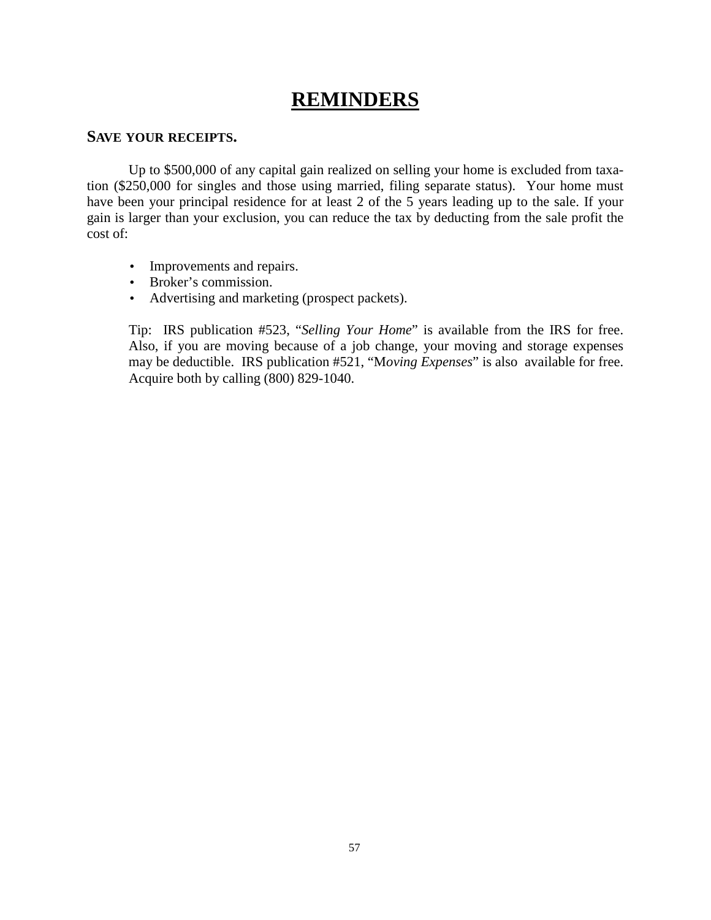# REMINDERS

### SAVE YOUR RECEIPTS.

Up to $500,000 of any capital gain realized on selling your home is excluded from taxation ($250,000 for singles and those using married, filing separate status). Your home must have been your principal residence for at least 2 of the 5 years leading up to the sale. If your gain is larger than your exclusion, you can reduce the tax by deducting from the sale profit the cost of:

- Improvements and repairs.
- Broker's commission.
- Advertising and marketing (prospect packets).

Tip: IRS publication #523, "*Selling Your Home*" is available from the IRS for free. Also, if you are moving because of a job change, your moving and storage expenses may be deductible. IRS publication #521, "M*oving Expenses*" is also available for free. Acquire both by calling (800) 829-1040.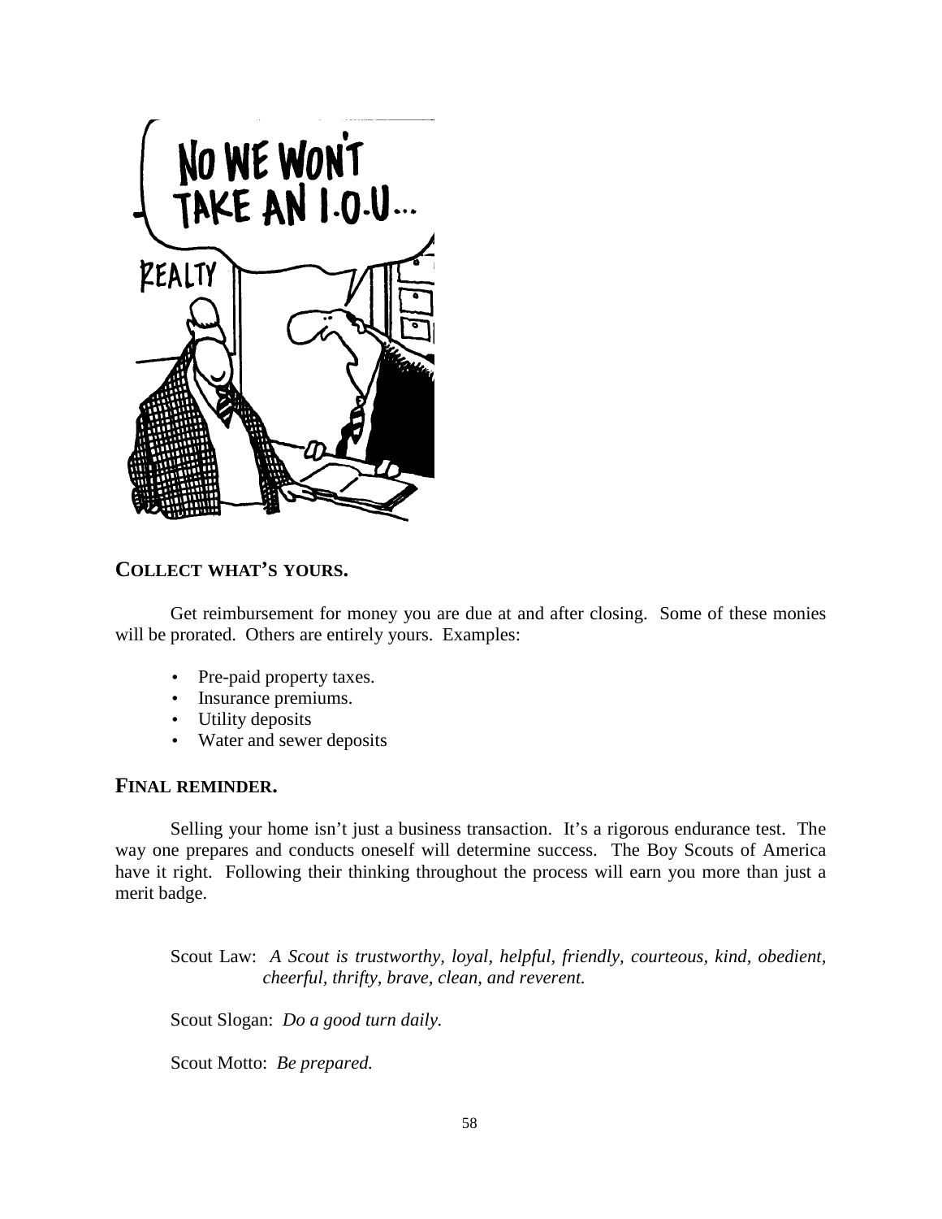## COLLECT WHAT'S YOURS.

Get reimbursement for money you are due at and after closing. Some of these monies will be prorated. Others are entirely yours. Examples:

- Pre-paid property taxes.
- Insurance premiums.
- Utility deposits
- Water and sewer deposits

## FINAL REMINDER.

Selling your home isn't just a business transaction. It's a rigorous endurance test. The way one prepares and conducts oneself will determine success. The Boy Scouts of America have it right. Following their thinking throughout the process will earn you more than just a merit badge.

Scout Law: *A Scout is trustworthy, loyal, helpful, friendly, courteous, kind, obedient, cheerful, thrifty, brave, clean, and reverent.*

Scout Slogan: *Do a good turn daily.*

Scout Motto: *Be prepared.*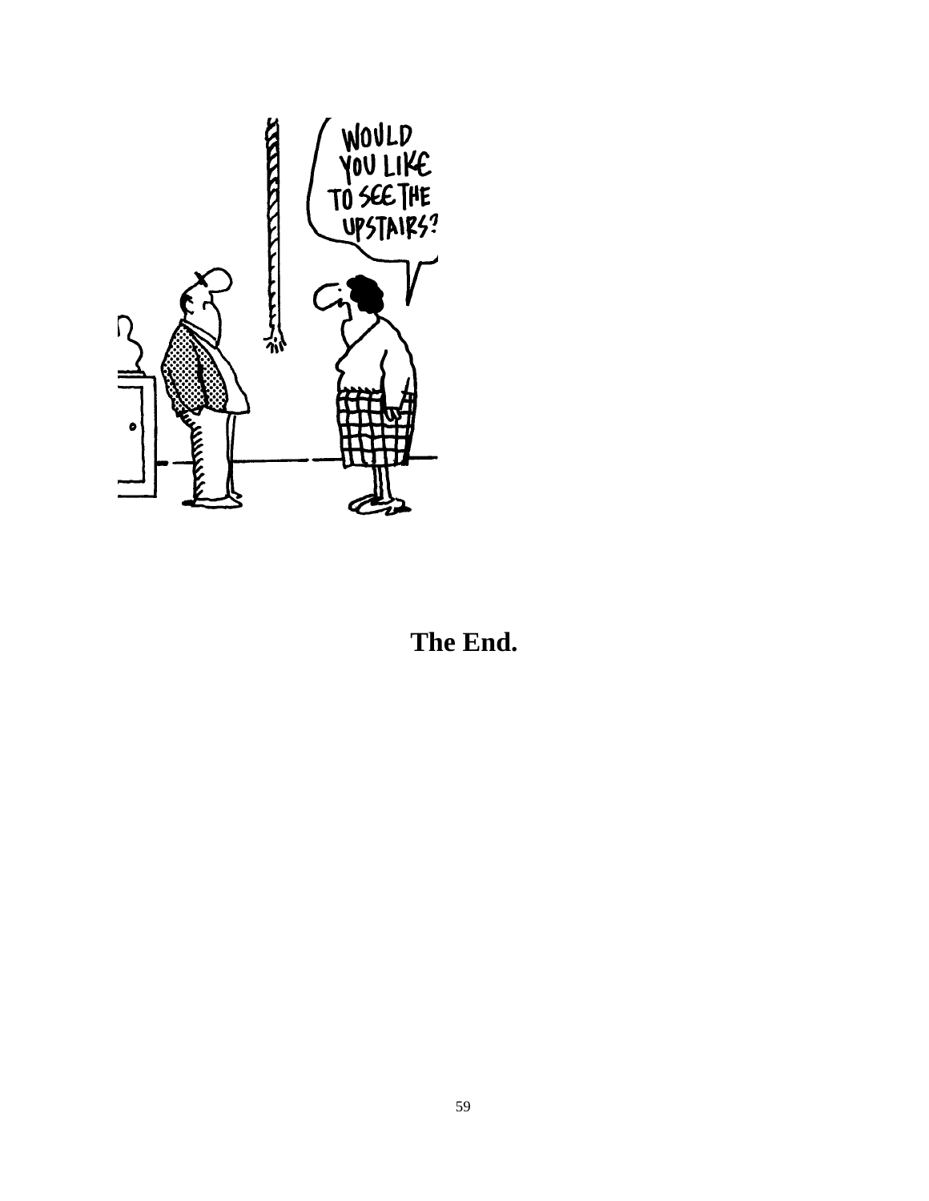**The End.**